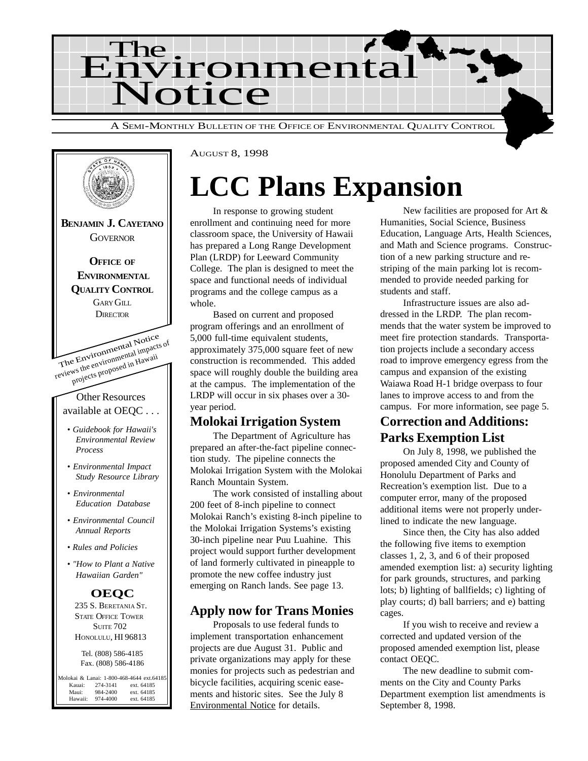# The Environmental Notice

A SEMI-MONTHLY BULLETIN OF THE OFFICE OF ENVIRONMENTAL QUALITY CONTROL

**BENJAMIN J. CAYETANO**
GOVERNOR

**OFFICE OF ENVIRONMENTAL QUALITY CONTROL**
GARY GILL
DIRECTOR

The Environmental Notice reviews the environmental impacts of projects proposed in Hawaii

Other Resources available at OEQC . . .

- *Guidebook for Hawaii's Environmental Review Process*
- *Environmental Impact Study Resource Library*
- *Environmental Education Database*
- *Environmental Council Annual Reports*
- *Rules and Policies*
- *"How to Plant a Native Hawaiian Garden"*

**OEQC**
235 S. BERETANIA ST.
STATE OFFICE TOWER
SUITE 702
HONOLULU, HI 96813

Tel. (808) 586-4185
Fax. (808) 586-4186

Molokai & Lanai: 1-800-468-4644 ext.64185
Kauai: 274-3141 ext. 64185
Maui: 984-2400 ext. 64185
Hawaii: 974-4000 ext. 64185

AUGUST 8, 1998

# LCC Plans Expansion

In response to growing student enrollment and continuing need for more classroom space, the University of Hawaii has prepared a Long Range Development Plan (LRDP) for Leeward Community College. The plan is designed to meet the space and functional needs of individual programs and the college campus as a whole.

Based on current and proposed program offerings and an enrollment of 5,000 full-time equivalent students, approximately 375,000 square feet of new construction is recommended. This added space will roughly double the building area at the campus. The implementation of the LRDP will occur in six phases over a 30-year period.

New facilities are proposed for Art & Humanities, Social Science, Business Education, Language Arts, Health Sciences, and Math and Science programs. Construction of a new parking structure and re-striping of the main parking lot is recommended to provide needed parking for students and staff.

Infrastructure issues are also addressed in the LRDP. The plan recommends that the water system be improved to meet fire protection standards. Transportation projects include a secondary access road to improve emergency egress from the campus and expansion of the existing Waiawa Road H-1 bridge overpass to four lanes to improve access to and from the campus. For more information, see page 5.

## Molokai Irrigation System

The Department of Agriculture has prepared an after-the-fact pipeline connection study. The pipeline connects the Molokai Irrigation System with the Molokai Ranch Mountain System.

The work consisted of installing about 200 feet of 8-inch pipeline to connect Molokai Ranch's existing 8-inch pipeline to the Molokai Irrigation Systems's existing 30-inch pipeline near Puu Luahine. This project would support further development of land formerly cultivated in pineapple to promote the new coffee industry just emerging on Ranch lands. See page 13.

## Apply now for Trans Monies

Proposals to use federal funds to implement transportation enhancement projects are due August 31. Public and private organizations may apply for these monies for projects such as pedestrian and bicycle facilities, acquiring scenic easements and historic sites. See the July 8 Environmental Notice for details.

## Correction and Additions: Parks Exemption List

On July 8, 1998, we published the proposed amended City and County of Honolulu Department of Parks and Recreation's exemption list. Due to a computer error, many of the proposed additional items were not properly underlined to indicate the new language.

Since then, the City has also added the following five items to exemption classes 1, 2, 3, and 6 of their proposed amended exemption list: a) security lighting for park grounds, structures, and parking lots; b) lighting of ballfields; c) lighting of play courts; d) ball barriers; and e) batting cages.

If you wish to receive and review a corrected and updated version of the proposed amended exemption list, please contact OEQC.

The new deadline to submit comments on the City and County Parks Department exemption list amendments is September 8, 1998.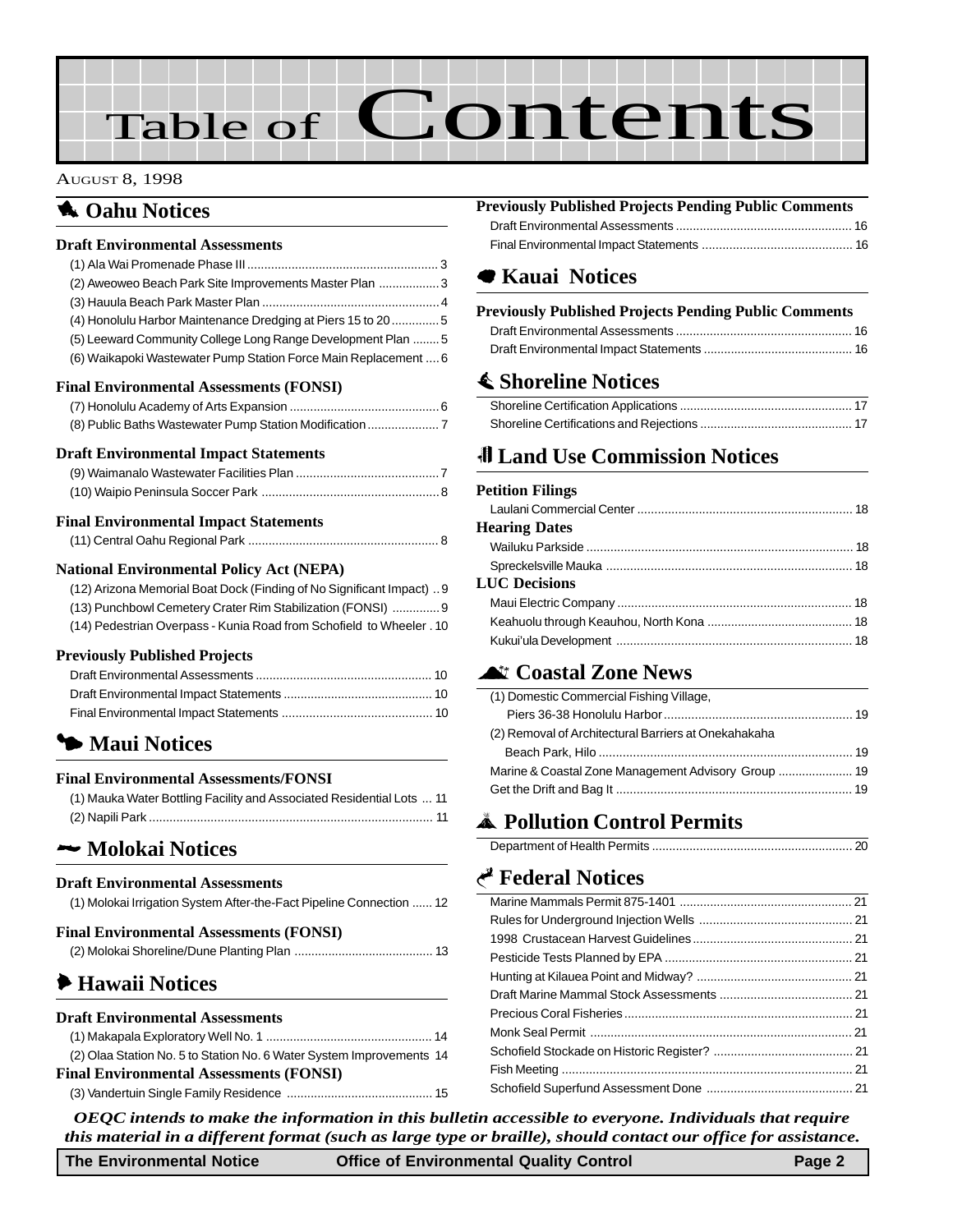# Table of Contents

AUGUST 8, 1998

## Oahu Notices

### Draft Environmental Assessments

(1) Ala Wai Promenade Phase III ........ 3
(2) Aweoweo Beach Park Site Improvements Master Plan ........ 3
(3) Hauula Beach Park Master Plan ........ 4
(4) Honolulu Harbor Maintenance Dredging at Piers 15 to 20 ........ 5
(5) Leeward Community College Long Range Development Plan ........ 5
(6) Waikapoki Wastewater Pump Station Force Main Replacement ........ 6

### Final Environmental Assessments (FONSI)

(7) Honolulu Academy of Arts Expansion ........ 6
(8) Public Baths Wastewater Pump Station Modification ........ 7

### Draft Environmental Impact Statements

(9) Waimanalo Wastewater Facilities Plan ........ 7
(10) Waipio Peninsula Soccer Park ........ 8

### Final Environmental Impact Statements

(11) Central Oahu Regional Park ........ 8

### National Environmental Policy Act (NEPA)

(12) Arizona Memorial Boat Dock (Finding of No Significant Impact) .. 9
(13) Punchbowl Cemetery Crater Rim Stabilization (FONSI) ........ 9
(14) Pedestrian Overpass - Kunia Road from Schofield to Wheeler . 10

### Previously Published Projects

Draft Environmental Assessments ........ 10
Draft Environmental Impact Statements ........ 10
Final Environmental Impact Statements ........ 10

## Maui Notices

### Final Environmental Assessments/FONSI

(1) Mauka Water Bottling Facility and Associated Residential Lots ... 11
(2) Napili Park ........ 11

## Molokai Notices

### Draft Environmental Assessments

(1) Molokai Irrigation System After-the-Fact Pipeline Connection ...... 12

### Final Environmental Assessments (FONSI)

(2) Molokai Shoreline/Dune Planting Plan ........ 13

## Hawaii Notices

### Draft Environmental Assessments

(1) Makapala Exploratory Well No. 1 ........ 14
(2) Olaa Station No. 5 to Station No. 6 Water System Improvements 14

### Final Environmental Assessments (FONSI)

(3) Vandertuin Single Family Residence ........ 15

### Previously Published Projects Pending Public Comments

Draft Environmental Assessments ........ 16
Final Environmental Impact Statements ........ 16

## Kauai Notices

### Previously Published Projects Pending Public Comments

Draft Environmental Assessments ........ 16
Draft Environmental Impact Statements ........ 16

## Shoreline Notices

Shoreline Certification Applications ........ 17
Shoreline Certifications and Rejections ........ 17

## Land Use Commission Notices

### Petition Filings

Laulani Commercial Center ........ 18

### Hearing Dates

Wailuku Parkside ........ 18
Spreckelsville Mauka ........ 18

### LUC Decisions

Maui Electric Company ........ 18
Keahuolu through Keauhou, North Kona ........ 18
Kukui'ula Development ........ 18

## Coastal Zone News

(1) Domestic Commercial Fishing Village, Piers 36-38 Honolulu Harbor ........ 19
(2) Removal of Architectural Barriers at Onekahakaha Beach Park, Hilo ........ 19
Marine & Coastal Zone Management Advisory Group ........ 19
Get the Drift and Bag It ........ 19

## Pollution Control Permits

Department of Health Permits ........ 20

## Federal Notices

Marine Mammals Permit 875-1401 ........ 21
Rules for Underground Injection Wells ........ 21
1998 Crustacean Harvest Guidelines ........ 21
Pesticide Tests Planned by EPA ........ 21
Hunting at Kilauea Point and Midway? ........ 21
Draft Marine Mammal Stock Assessments ........ 21
Precious Coral Fisheries ........ 21
Monk Seal Permit ........ 21
Schofield Stockade on Historic Register? ........ 21
Fish Meeting ........ 21
Schofield Superfund Assessment Done ........ 21

***OEQC intends to make the information in this bulletin accessible to everyone. Individuals that require this material in a different format (such as large type or braille), should contact our office for assistance.***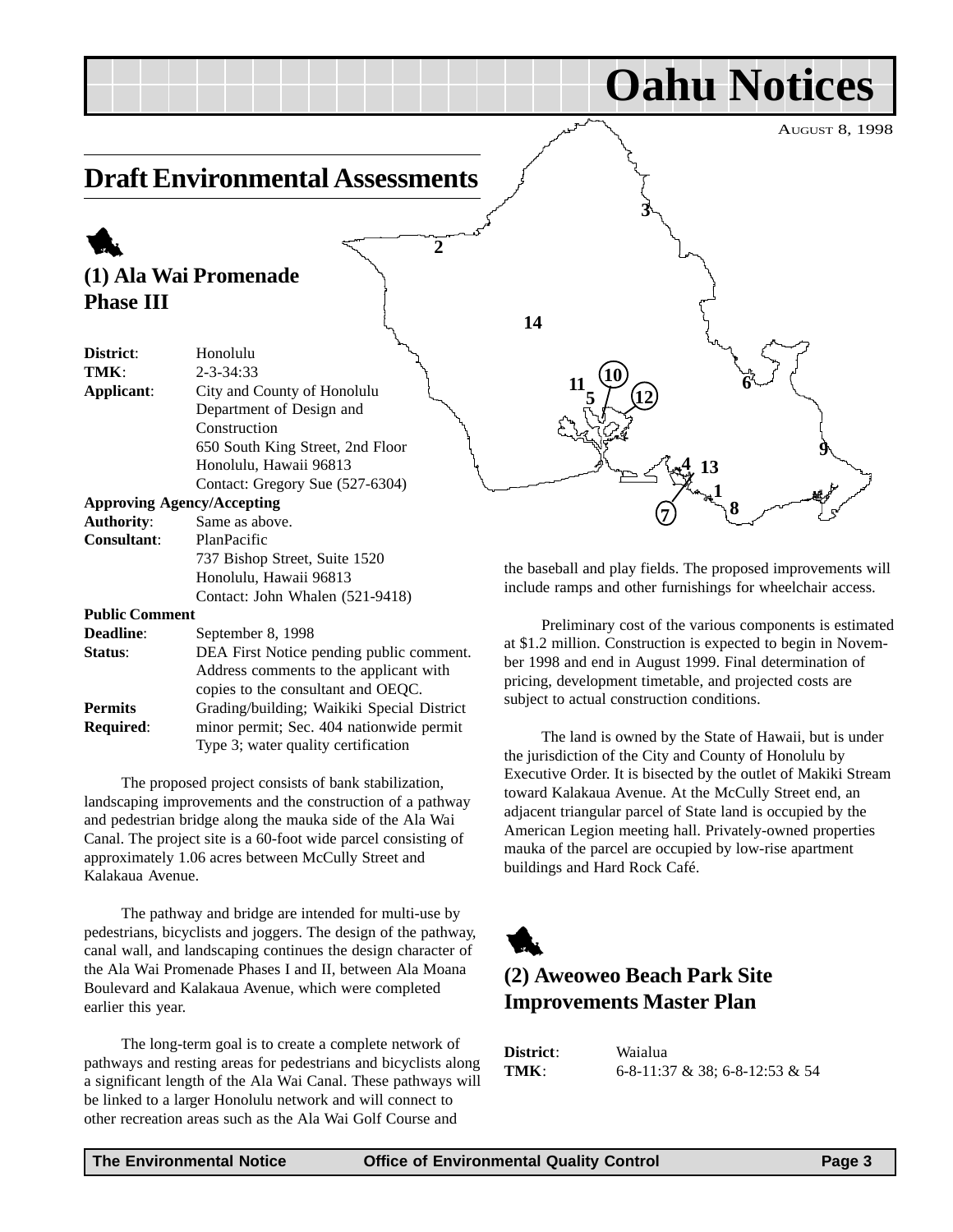# Oahu Notices

AUGUST 8, 1998

## Draft Environmental Assessments

### (1) Ala Wai Promenade Phase III

| | |
|---|---|
| **District**: | Honolulu |
| **TMK**: | 2-3-34:33 |
| **Applicant**: | City and County of Honolulu Department of Design and Construction 650 South King Street, 2nd Floor Honolulu, Hawaii 96813 Contact: Gregory Sue (527-6304) |
| **Approving Agency/Accepting Authority**: | Same as above. |
| **Consultant**: | PlanPacific 737 Bishop Street, Suite 1520 Honolulu, Hawaii 96813 Contact: John Whalen (521-9418) |
| **Public Comment Deadline**: | September 8, 1998 |
| **Status**: | DEA First Notice pending public comment. Address comments to the applicant with copies to the consultant and OEQC. |
| **Permits Required**: | Grading/building; Waikiki Special District minor permit; Sec. 404 nationwide permit Type 3; water quality certification |

The proposed project consists of bank stabilization, landscaping improvements and the construction of a pathway and pedestrian bridge along the mauka side of the Ala Wai Canal. The project site is a 60-foot wide parcel consisting of approximately 1.06 acres between McCully Street and Kalakaua Avenue.

The pathway and bridge are intended for multi-use by pedestrians, bicyclists and joggers. The design of the pathway, canal wall, and landscaping continues the design character of the Ala Wai Promenade Phases I and II, between Ala Moana Boulevard and Kalakaua Avenue, which were completed earlier this year.

The long-term goal is to create a complete network of pathways and resting areas for pedestrians and bicyclists along a significant length of the Ala Wai Canal. These pathways will be linked to a larger Honolulu network and will connect to other recreation areas such as the Ala Wai Golf Course and the baseball and play fields. The proposed improvements will include ramps and other furnishings for wheelchair access.

Preliminary cost of the various components is estimated at $1.2 million. Construction is expected to begin in November 1998 and end in August 1999. Final determination of pricing, development timetable, and projected costs are subject to actual construction conditions.

The land is owned by the State of Hawaii, but is under the jurisdiction of the City and County of Honolulu by Executive Order. It is bisected by the outlet of Makiki Stream toward Kalakaua Avenue. At the McCully Street end, an adjacent triangular parcel of State land is occupied by the American Legion meeting hall. Privately-owned properties mauka of the parcel are occupied by low-rise apartment buildings and Hard Rock Café.

### (2) Aweoweo Beach Park Site Improvements Master Plan

| | |
|---|---|
| **District**: | Waialua |
| **TMK**: | 6-8-11:37 & 38; 6-8-12:53 & 54 |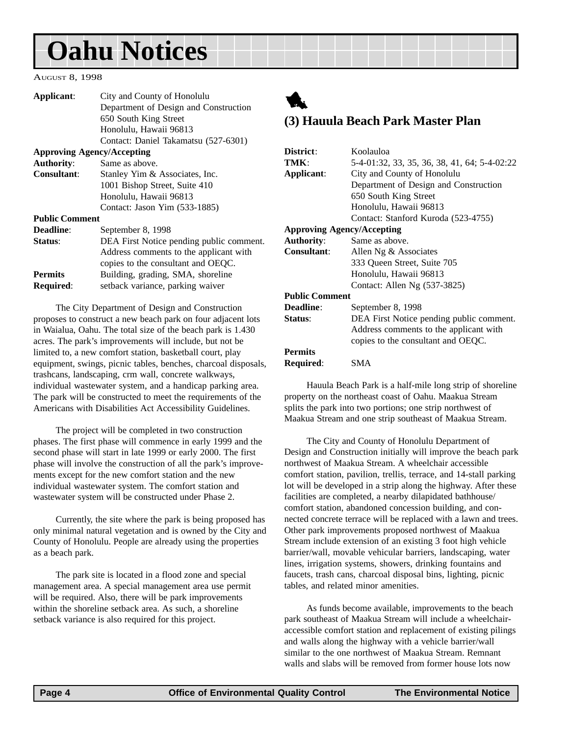# Oahu Notices

August 8, 1998

| | |
|---|---|
| **Applicant**: | City and County of Honolulu<br>Department of Design and Construction<br>650 South King Street<br>Honolulu, Hawaii 96813<br>Contact: Daniel Takamatsu (527-6301) |
| **Approving Agency/Accepting** | |
| **Authority**: | Same as above. |
| **Consultant**: | Stanley Yim & Associates, Inc.<br>1001 Bishop Street, Suite 410<br>Honolulu, Hawaii 96813<br>Contact: Jason Yim (533-1885) |
| **Public Comment** | |
| **Deadline**: | September 8, 1998 |
| **Status**: | DEA First Notice pending public comment. Address comments to the applicant with copies to the consultant and OEQC. |
| **Permits Required**: | Building, grading, SMA, shoreline setback variance, parking waiver |

The City Department of Design and Construction proposes to construct a new beach park on four adjacent lots in Waialua, Oahu. The total size of the beach park is 1.430 acres. The park's improvements will include, but not be limited to, a new comfort station, basketball court, play equipment, swings, picnic tables, benches, charcoal disposals, trashcans, landscaping, crm wall, concrete walkways, individual wastewater system, and a handicap parking area. The park will be constructed to meet the requirements of the Americans with Disabilities Act Accessibility Guidelines.

The project will be completed in two construction phases. The first phase will commence in early 1999 and the second phase will start in late 1999 or early 2000. The first phase will involve the construction of all the park's improvements except for the new comfort station and the new individual wastewater system. The comfort station and wastewater system will be constructed under Phase 2.

Currently, the site where the park is being proposed has only minimal natural vegetation and is owned by the City and County of Honolulu. People are already using the properties as a beach park.

The park site is located in a flood zone and special management area. A special management area use permit will be required. Also, there will be park improvements within the shoreline setback area. As such, a shoreline setback variance is also required for this project.

## (3) Hauula Beach Park Master Plan

| | |
|---|---|
| **District**: | Koolauloa |
| **TMK**: | 5-4-01:32, 33, 35, 36, 38, 41, 64; 5-4-02:22 |
| **Applicant**: | City and County of Honolulu<br>Department of Design and Construction<br>650 South King Street<br>Honolulu, Hawaii 96813<br>Contact: Stanford Kuroda (523-4755) |
| **Approving Agency/Accepting** | |
| **Authority**: | Same as above. |
| **Consultant**: | Allen Ng & Associates<br>333 Queen Street, Suite 705<br>Honolulu, Hawaii 96813<br>Contact: Allen Ng (537-3825) |
| **Public Comment** | |
| **Deadline**: | September 8, 1998 |
| **Status**: | DEA First Notice pending public comment. Address comments to the applicant with copies to the consultant and OEQC. |
| **Permits Required**: | SMA |

Hauula Beach Park is a half-mile long strip of shoreline property on the northeast coast of Oahu. Maakua Stream splits the park into two portions; one strip northwest of Maakua Stream and one strip southeast of Maakua Stream.

The City and County of Honolulu Department of Design and Construction initially will improve the beach park northwest of Maakua Stream. A wheelchair accessible comfort station, pavilion, trellis, terrace, and 14-stall parking lot will be developed in a strip along the highway. After these facilities are completed, a nearby dilapidated bathhouse/comfort station, abandoned concession building, and connected concrete terrace will be replaced with a lawn and trees. Other park improvements proposed northwest of Maakua Stream include extension of an existing 3 foot high vehicle barrier/wall, movable vehicular barriers, landscaping, water lines, irrigation systems, showers, drinking fountains and faucets, trash cans, charcoal disposal bins, lighting, picnic tables, and related minor amenities.

As funds become available, improvements to the beach park southeast of Maakua Stream will include a wheelchair-accessible comfort station and replacement of existing pilings and walls along the highway with a vehicle barrier/wall similar to the one northwest of Maakua Stream. Remnant walls and slabs will be removed from former house lots now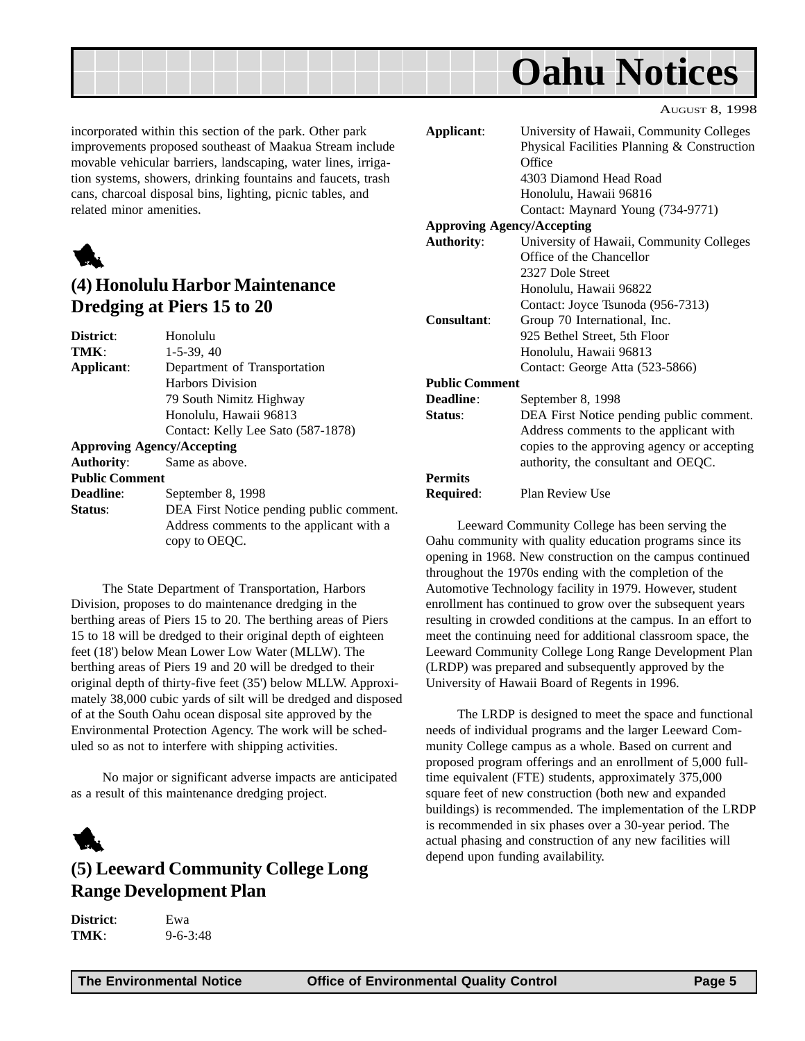incorporated within this section of the park. Other park improvements proposed southeast of Maakua Stream include movable vehicular barriers, landscaping, water lines, irrigation systems, showers, drinking fountains and faucets, trash cans, charcoal disposal bins, lighting, picnic tables, and related minor amenities.

## (4) Honolulu Harbor Maintenance Dredging at Piers 15 to 20

**District**: Honolulu
**TMK**: 1-5-39, 40
**Applicant**: Department of Transportation
Harbors Division
79 South Nimitz Highway
Honolulu, Hawaii 96813
Contact: Kelly Lee Sato (587-1878)

**Approving Agency/Accepting Authority**: Same as above.

**Public Comment Deadline**: September 8, 1998
**Status**: DEA First Notice pending public comment. Address comments to the applicant with a copy to OEQC.

The State Department of Transportation, Harbors Division, proposes to do maintenance dredging in the berthing areas of Piers 15 to 20. The berthing areas of Piers 15 to 18 will be dredged to their original depth of eighteen feet (18') below Mean Lower Low Water (MLLW). The berthing areas of Piers 19 and 20 will be dredged to their original depth of thirty-five feet (35') below MLLW. Approximately 38,000 cubic yards of silt will be dredged and disposed of at the South Oahu ocean disposal site approved by the Environmental Protection Agency. The work will be scheduled so as not to interfere with shipping activities.

No major or significant adverse impacts are anticipated as a result of this maintenance dredging project.

## (5) Leeward Community College Long Range Development Plan

**District**: Ewa
**TMK**: 9-6-3:48
**Applicant**: University of Hawaii, Community Colleges
Physical Facilities Planning & Construction Office
4303 Diamond Head Road
Honolulu, Hawaii 96816
Contact: Maynard Young (734-9771)

**Approving Agency/Accepting Authority**: University of Hawaii, Community Colleges
Office of the Chancellor
2327 Dole Street
Honolulu, Hawaii 96822
Contact: Joyce Tsunoda (956-7313)

**Consultant**: Group 70 International, Inc.
925 Bethel Street, 5th Floor
Honolulu, Hawaii 96813
Contact: George Atta (523-5866)

**Public Comment Deadline**: September 8, 1998
**Status**: DEA First Notice pending public comment. Address comments to the applicant with copies to the approving agency or accepting authority, the consultant and OEQC.

**Permits Required**: Plan Review Use

Leeward Community College has been serving the Oahu community with quality education programs since its opening in 1968. New construction on the campus continued throughout the 1970s ending with the completion of the Automotive Technology facility in 1979. However, student enrollment has continued to grow over the subsequent years resulting in crowded conditions at the campus. In an effort to meet the continuing need for additional classroom space, the Leeward Community College Long Range Development Plan (LRDP) was prepared and subsequently approved by the University of Hawaii Board of Regents in 1996.

The LRDP is designed to meet the space and functional needs of individual programs and the larger Leeward Community College campus as a whole. Based on current and proposed program offerings and an enrollment of 5,000 full-time equivalent (FTE) students, approximately 375,000 square feet of new construction (both new and expanded buildings) is recommended. The implementation of the LRDP is recommended in six phases over a 30-year period. The actual phasing and construction of any new facilities will depend upon funding availability.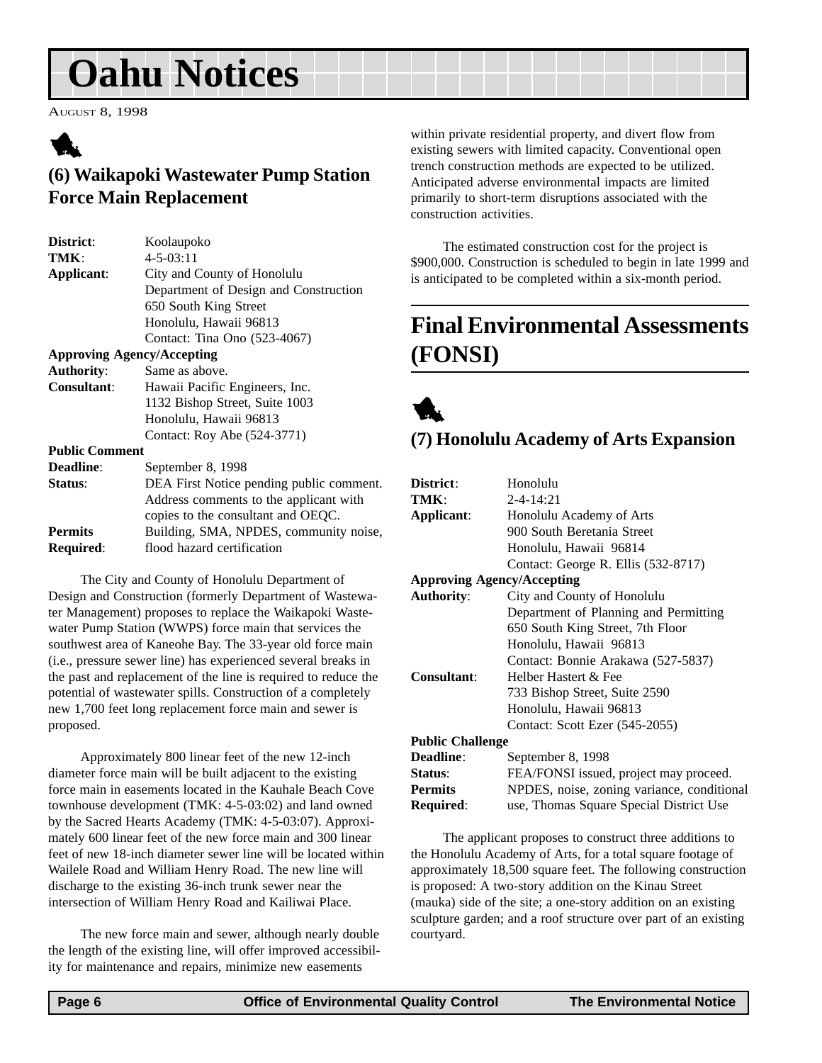# Oahu Notices

AUGUST 8, 1998

## (6) Waikapoki Wastewater Pump Station Force Main Replacement

| | |
|---|---|
| **District**: | Koolaupoko |
| **TMK**: | 4-5-03:11 |
| **Applicant**: | City and County of Honolulu<br>Department of Design and Construction<br>650 South King Street<br>Honolulu, Hawaii 96813<br>Contact: Tina Ono (523-4067) |
| **Approving Agency/Accepting Authority**: | Same as above. |
| **Consultant**: | Hawaii Pacific Engineers, Inc.<br>1132 Bishop Street, Suite 1003<br>Honolulu, Hawaii 96813<br>Contact: Roy Abe (524-3771) |
| **Public Comment Deadline**: | September 8, 1998 |
| **Status**: | DEA First Notice pending public comment. Address comments to the applicant with copies to the consultant and OEQC. |
| **Permits Required**: | Building, SMA, NPDES, community noise, flood hazard certification |

The City and County of Honolulu Department of Design and Construction (formerly Department of Wastewater Management) proposes to replace the Waikapoki Wastewater Pump Station (WWPS) force main that services the southwest area of Kaneohe Bay. The 33-year old force main (i.e., pressure sewer line) has experienced several breaks in the past and replacement of the line is required to reduce the potential of wastewater spills. Construction of a completely new 1,700 feet long replacement force main and sewer is proposed.

Approximately 800 linear feet of the new 12-inch diameter force main will be built adjacent to the existing force main in easements located in the Kauhale Beach Cove townhouse development (TMK: 4-5-03:02) and land owned by the Sacred Hearts Academy (TMK: 4-5-03:07). Approximately 600 linear feet of the new force main and 300 linear feet of new 18-inch diameter sewer line will be located within Wailele Road and William Henry Road. The new line will discharge to the existing 36-inch trunk sewer near the intersection of William Henry Road and Kailiwai Place.

The new force main and sewer, although nearly double the length of the existing line, will offer improved accessibility for maintenance and repairs, minimize new easements within private residential property, and divert flow from existing sewers with limited capacity. Conventional open trench construction methods are expected to be utilized. Anticipated adverse environmental impacts are limited primarily to short-term disruptions associated with the construction activities.

The estimated construction cost for the project is $900,000. Construction is scheduled to begin in late 1999 and is anticipated to be completed within a six-month period.

# Final Environmental Assessments (FONSI)

## (7) Honolulu Academy of Arts Expansion

| | |
|---|---|
| **District**: | Honolulu |
| **TMK**: | 2-4-14:21 |
| **Applicant**: | Honolulu Academy of Arts<br>900 South Beretania Street<br>Honolulu, Hawaii 96814<br>Contact: George R. Ellis (532-8717) |
| **Approving Agency/Accepting Authority**: | City and County of Honolulu<br>Department of Planning and Permitting<br>650 South King Street, 7th Floor<br>Honolulu, Hawaii 96813<br>Contact: Bonnie Arakawa (527-5837) |
| **Consultant**: | Helber Hastert & Fee<br>733 Bishop Street, Suite 2590<br>Honolulu, Hawaii 96813<br>Contact: Scott Ezer (545-2055) |
| **Public Challenge Deadline**: | September 8, 1998 |
| **Status**: | FEA/FONSI issued, project may proceed. |
| **Permits Required**: | NPDES, noise, zoning variance, conditional use, Thomas Square Special District Use |

The applicant proposes to construct three additions to the Honolulu Academy of Arts, for a total square footage of approximately 18,500 square feet. The following construction is proposed: A two-story addition on the Kinau Street (mauka) side of the site; a one-story addition on an existing sculpture garden; and a roof structure over part of an existing courtyard.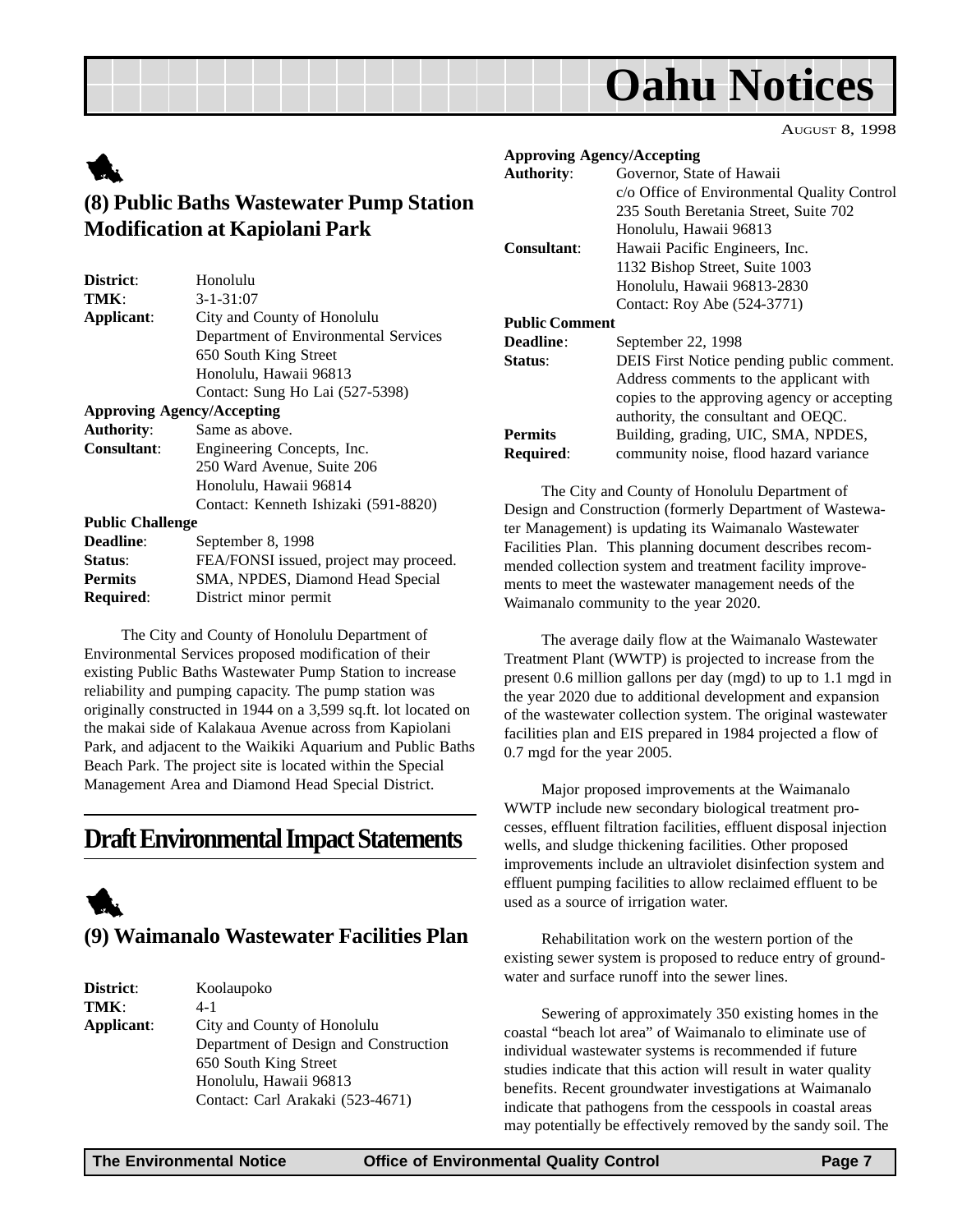# Oahu Notices

AUGUST 8, 1998

## (8) Public Baths Wastewater Pump Station Modification at Kapiolani Park

**District**: Honolulu
**TMK**: 3-1-31:07
**Applicant**: City and County of Honolulu
Department of Environmental Services
650 South King Street
Honolulu, Hawaii 96813
Contact: Sung Ho Lai (527-5398)

**Approving Agency/Accepting**
**Authority**: Same as above.
**Consultant**: Engineering Concepts, Inc.
250 Ward Avenue, Suite 206
Honolulu, Hawaii 96814
Contact: Kenneth Ishizaki (591-8820)

**Public Challenge**
**Deadline**: September 8, 1998
**Status**: FEA/FONSI issued, project may proceed.
**Permits Required**: SMA, NPDES, Diamond Head Special District minor permit

The City and County of Honolulu Department of Environmental Services proposed modification of their existing Public Baths Wastewater Pump Station to increase reliability and pumping capacity. The pump station was originally constructed in 1944 on a 3,599 sq.ft. lot located on the makai side of Kalakaua Avenue across from Kapiolani Park, and adjacent to the Waikiki Aquarium and Public Baths Beach Park. The project site is located within the Special Management Area and Diamond Head Special District.

# Draft Environmental Impact Statements

## (9) Waimanalo Wastewater Facilities Plan

**District**: Koolaupoko
**TMK**: 4-1
**Applicant**: City and County of Honolulu
Department of Design and Construction
650 South King Street
Honolulu, Hawaii 96813
Contact: Carl Arakaki (523-4671)

**Approving Agency/Accepting**
**Authority**: Governor, State of Hawaii
c/o Office of Environmental Quality Control
235 South Beretania Street, Suite 702
Honolulu, Hawaii 96813
**Consultant**: Hawaii Pacific Engineers, Inc.
1132 Bishop Street, Suite 1003
Honolulu, Hawaii 96813-2830
Contact: Roy Abe (524-3771)

**Public Comment**
**Deadline**: September 22, 1998
**Status**: DEIS First Notice pending public comment. Address comments to the applicant with copies to the approving agency or accepting authority, the consultant and OEQC.
**Permits Required**: Building, grading, UIC, SMA, NPDES, community noise, flood hazard variance

The City and County of Honolulu Department of Design and Construction (formerly Department of Wastewater Management) is updating its Waimanalo Wastewater Facilities Plan. This planning document describes recommended collection system and treatment facility improvements to meet the wastewater management needs of the Waimanalo community to the year 2020.

The average daily flow at the Waimanalo Wastewater Treatment Plant (WWTP) is projected to increase from the present 0.6 million gallons per day (mgd) to up to 1.1 mgd in the year 2020 due to additional development and expansion of the wastewater collection system. The original wastewater facilities plan and EIS prepared in 1984 projected a flow of 0.7 mgd for the year 2005.

Major proposed improvements at the Waimanalo WWTP include new secondary biological treatment processes, effluent filtration facilities, effluent disposal injection wells, and sludge thickening facilities. Other proposed improvements include an ultraviolet disinfection system and effluent pumping facilities to allow reclaimed effluent to be used as a source of irrigation water.

Rehabilitation work on the western portion of the existing sewer system is proposed to reduce entry of groundwater and surface runoff into the sewer lines.

Sewering of approximately 350 existing homes in the coastal "beach lot area" of Waimanalo to eliminate use of individual wastewater systems is recommended if future studies indicate that this action will result in water quality benefits. Recent groundwater investigations at Waimanalo indicate that pathogens from the cesspools in coastal areas may potentially be effectively removed by the sandy soil. The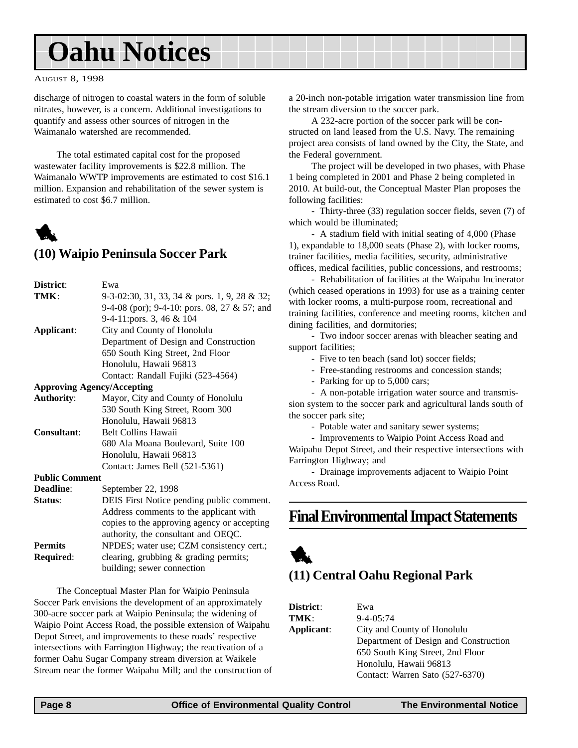discharge of nitrogen to coastal waters in the form of soluble nitrates, however, is a concern. Additional investigations to quantify and assess other sources of nitrogen in the Waimanalo watershed are recommended.

The total estimated capital cost for the proposed wastewater facility improvements is $22.8 million. The Waimanalo WWTP improvements are estimated to cost $16.1 million. Expansion and rehabilitation of the sewer system is estimated to cost $6.7 million.

## (10) Waipio Peninsula Soccer Park

**District**: Ewa
**TMK**: 9-3-02:30, 31, 33, 34 & pors. 1, 9, 28 & 32; 9-4-08 (por); 9-4-10: pors. 08, 27 & 57; and 9-4-11:pors. 3, 46 & 104
**Applicant**: City and County of Honolulu
Department of Design and Construction
650 South King Street, 2nd Floor
Honolulu, Hawaii 96813
Contact: Randall Fujiki (523-4564)
**Approving Agency/Accepting Authority**: Mayor, City and County of Honolulu
530 South King Street, Room 300
Honolulu, Hawaii 96813
**Consultant**: Belt Collins Hawaii
680 Ala Moana Boulevard, Suite 100
Honolulu, Hawaii 96813
Contact: James Bell (521-5361)
**Public Comment Deadline**: September 22, 1998
**Status**: DEIS First Notice pending public comment. Address comments to the applicant with copies to the approving agency or accepting authority, the consultant and OEQC.
**Permits Required**: NPDES; water use; CZM consistency cert.; clearing, grubbing & grading permits; building; sewer connection

The Conceptual Master Plan for Waipio Peninsula Soccer Park envisions the development of an approximately 300-acre soccer park at Waipio Peninsula; the widening of Waipio Point Access Road, the possible extension of Waipahu Depot Street, and improvements to these roads' respective intersections with Farrington Highway; the reactivation of a former Oahu Sugar Company stream diversion at Waikele Stream near the former Waipahu Mill; and the construction of a 20-inch non-potable irrigation water transmission line from the stream diversion to the soccer park.

A 232-acre portion of the soccer park will be constructed on land leased from the U.S. Navy. The remaining project area consists of land owned by the City, the State, and the Federal government.

The project will be developed in two phases, with Phase 1 being completed in 2001 and Phase 2 being completed in 2010. At build-out, the Conceptual Master Plan proposes the following facilities:

- Thirty-three (33) regulation soccer fields, seven (7) of which would be illuminated;
- A stadium field with initial seating of 4,000 (Phase 1), expandable to 18,000 seats (Phase 2), with locker rooms, trainer facilities, media facilities, security, administrative offices, medical facilities, public concessions, and restrooms;
- Rehabilitation of facilities at the Waipahu Incinerator (which ceased operations in 1993) for use as a training center with locker rooms, a multi-purpose room, recreational and training facilities, conference and meeting rooms, kitchen and dining facilities, and dormitories;
- Two indoor soccer arenas with bleacher seating and support facilities;
- Five to ten beach (sand lot) soccer fields;
- Free-standing restrooms and concession stands;
- Parking for up to 5,000 cars;
- A non-potable irrigation water source and transmission system to the soccer park and agricultural lands south of the soccer park site;
- Potable water and sanitary sewer systems;
- Improvements to Waipio Point Access Road and Waipahu Depot Street, and their respective intersections with Farrington Highway; and
- Drainage improvements adjacent to Waipio Point Access Road.

# Final Environmental Impact Statements

## (11) Central Oahu Regional Park

**District**: Ewa
**TMK**: 9-4-05:74
**Applicant**: City and County of Honolulu
Department of Design and Construction
650 South King Street, 2nd Floor
Honolulu, Hawaii 96813
Contact: Warren Sato (527-6370)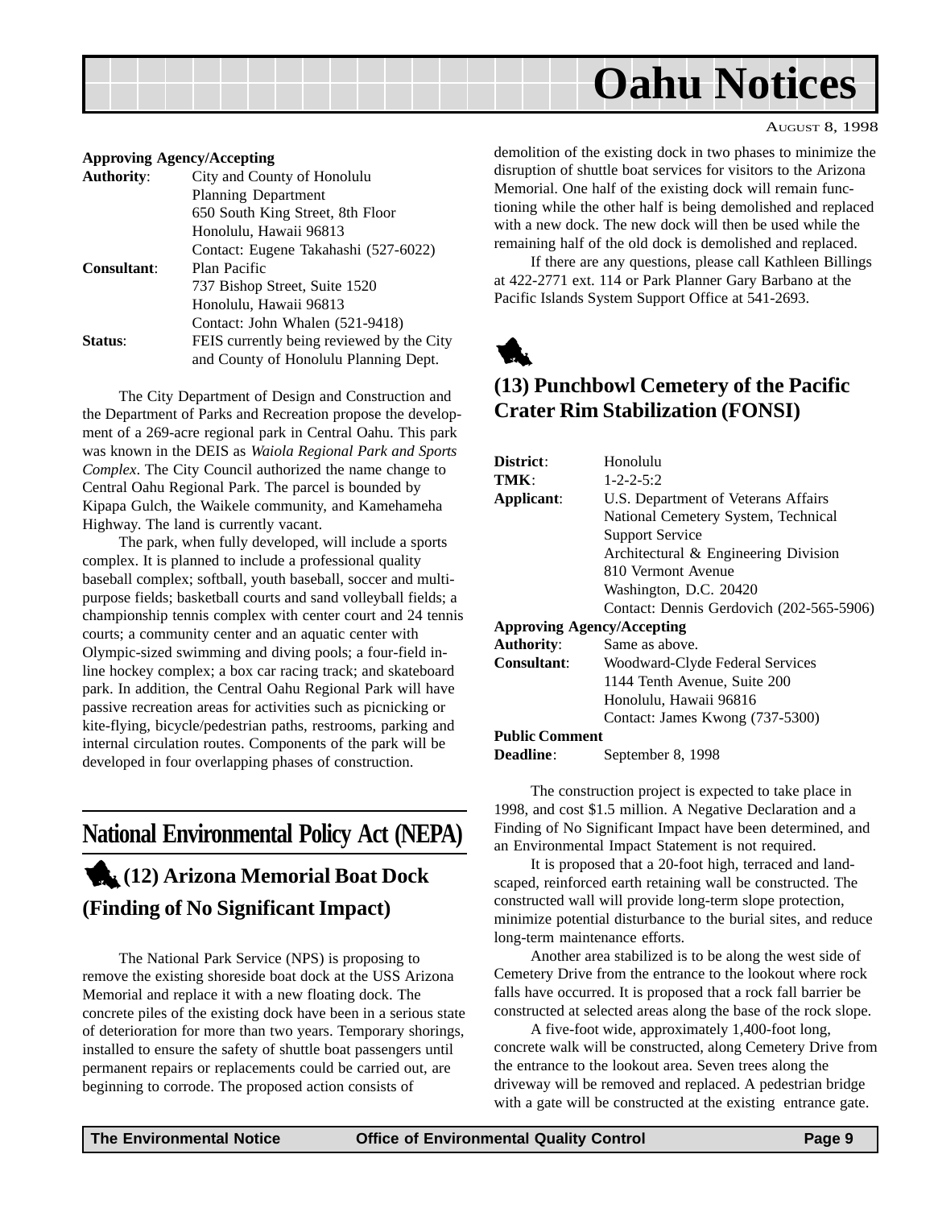**Approving Agency/Accepting**

**Authority**: City and County of Honolulu
Planning Department
650 South King Street, 8th Floor
Honolulu, Hawaii 96813
Contact: Eugene Takahashi (527-6022)

**Consultant**: Plan Pacific
737 Bishop Street, Suite 1520
Honolulu, Hawaii 96813
Contact: John Whalen (521-9418)

**Status**: FEIS currently being reviewed by the City and County of Honolulu Planning Dept.

The City Department of Design and Construction and the Department of Parks and Recreation propose the development of a 269-acre regional park in Central Oahu. This park was known in the DEIS as *Waiola Regional Park and Sports Complex*. The City Council authorized the name change to Central Oahu Regional Park. The parcel is bounded by Kipapa Gulch, the Waikele community, and Kamehameha Highway. The land is currently vacant.

The park, when fully developed, will include a sports complex. It is planned to include a professional quality baseball complex; softball, youth baseball, soccer and multi-purpose fields; basketball courts and sand volleyball fields; a championship tennis complex with center court and 24 tennis courts; a community center and an aquatic center with Olympic-sized swimming and diving pools; a four-field in-line hockey complex; a box car racing track; and skateboard park. In addition, the Central Oahu Regional Park will have passive recreation areas for activities such as picnicking or kite-flying, bicycle/pedestrian paths, restrooms, parking and internal circulation routes. Components of the park will be developed in four overlapping phases of construction.

## National Environmental Policy Act (NEPA)

### (12) Arizona Memorial Boat Dock (Finding of No Significant Impact)

The National Park Service (NPS) is proposing to remove the existing shoreside boat dock at the USS Arizona Memorial and replace it with a new floating dock. The concrete piles of the existing dock have been in a serious state of deterioration for more than two years. Temporary shorings, installed to ensure the safety of shuttle boat passengers until permanent repairs or replacements could be carried out, are beginning to corrode. The proposed action consists of demolition of the existing dock in two phases to minimize the disruption of shuttle boat services for visitors to the Arizona Memorial. One half of the existing dock will remain functioning while the other half is being demolished and replaced with a new dock. The new dock will then be used while the remaining half of the old dock is demolished and replaced.

If there are any questions, please call Kathleen Billings at 422-2771 ext. 114 or Park Planner Gary Barbano at the Pacific Islands System Support Office at 541-2693.

### (13) Punchbowl Cemetery of the Pacific Crater Rim Stabilization (FONSI)

**District**: Honolulu

**TMK**: 1-2-2-5:2

**Applicant**: U.S. Department of Veterans Affairs
National Cemetery System, Technical Support Service
Architectural & Engineering Division
810 Vermont Avenue
Washington, D.C. 20420
Contact: Dennis Gerdovich (202-565-5906)

**Approving Agency/Accepting**

**Authority**: Same as above.

**Consultant**: Woodward-Clyde Federal Services
1144 Tenth Avenue, Suite 200
Honolulu, Hawaii 96816
Contact: James Kwong (737-5300)

**Public Comment**

**Deadline**: September 8, 1998

The construction project is expected to take place in 1998, and cost $1.5 million. A Negative Declaration and a Finding of No Significant Impact have been determined, and an Environmental Impact Statement is not required.

It is proposed that a 20-foot high, terraced and landscaped, reinforced earth retaining wall be constructed. The constructed wall will provide long-term slope protection, minimize potential disturbance to the burial sites, and reduce long-term maintenance efforts.

Another area stabilized is to be along the west side of Cemetery Drive from the entrance to the lookout where rock falls have occurred. It is proposed that a rock fall barrier be constructed at selected areas along the base of the rock slope.

A five-foot wide, approximately 1,400-foot long, concrete walk will be constructed, along Cemetery Drive from the entrance to the lookout area. Seven trees along the driveway will be removed and replaced. A pedestrian bridge with a gate will be constructed at the existing entrance gate.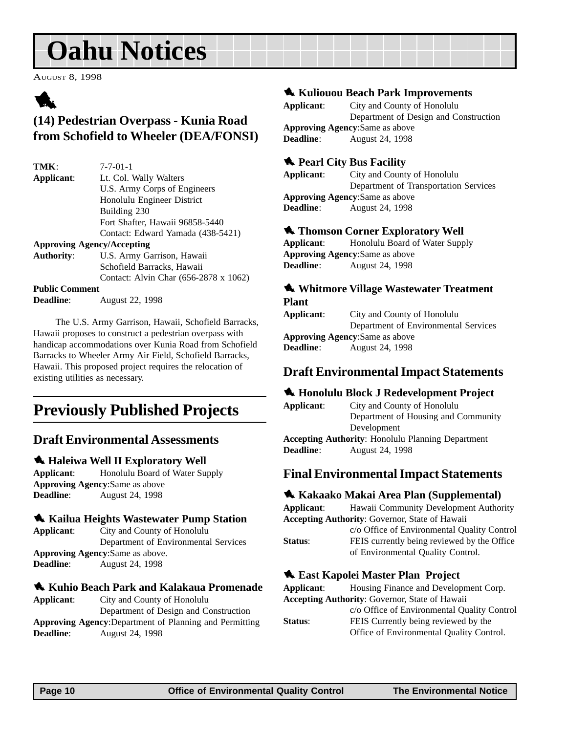# Oahu Notices

August 8, 1998

## (14) Pedestrian Overpass - Kunia Road from Schofield to Wheeler (DEA/FONSI)

**TMK**: 7-7-01-1

**Applicant**: Lt. Col. Wally Walters
U.S. Army Corps of Engineers
Honolulu Engineer District
Building 230
Fort Shafter, Hawaii 96858-5440
Contact: Edward Yamada (438-5421)

**Approving Agency/Accepting Authority**: U.S. Army Garrison, Hawaii
Schofield Barracks, Hawaii
Contact: Alvin Char (656-2878 x 1062)

**Public Comment Deadline**: August 22, 1998

The U.S. Army Garrison, Hawaii, Schofield Barracks, Hawaii proposes to construct a pedestrian overpass with handicap accommodations over Kunia Road from Schofield Barracks to Wheeler Army Air Field, Schofield Barracks, Hawaii. This proposed project requires the relocation of existing utilities as necessary.

# Previously Published Projects

## Draft Environmental Assessments

### Haleiwa Well II Exploratory Well

**Applicant**: Honolulu Board of Water Supply
**Approving Agency**: Same as above
**Deadline**: August 24, 1998

### Kailua Heights Wastewater Pump Station

**Applicant**: City and County of Honolulu
Department of Environmental Services
**Approving Agency**: Same as above.
**Deadline**: August 24, 1998

### Kuhio Beach Park and Kalakaua Promenade

**Applicant**: City and County of Honolulu
Department of Design and Construction
**Approving Agency**: Department of Planning and Permitting
**Deadline**: August 24, 1998

### Kuliouou Beach Park Improvements

**Applicant**: City and County of Honolulu
Department of Design and Construction
**Approving Agency**: Same as above
**Deadline**: August 24, 1998

### Pearl City Bus Facility

**Applicant**: City and County of Honolulu
Department of Transportation Services
**Approving Agency**: Same as above
**Deadline**: August 24, 1998

### Thomson Corner Exploratory Well

**Applicant**: Honolulu Board of Water Supply
**Approving Agency**: Same as above
**Deadline**: August 24, 1998

### Whitmore Village Wastewater Treatment Plant

**Applicant**: City and County of Honolulu
Department of Environmental Services
**Approving Agency**: Same as above
**Deadline**: August 24, 1998

## Draft Environmental Impact Statements

### Honolulu Block J Redevelopment Project

**Applicant**: City and County of Honolulu
Department of Housing and Community Development
**Accepting Authority**: Honolulu Planning Department
**Deadline**: August 24, 1998

## Final Environmental Impact Statements

### Kakaako Makai Area Plan (Supplemental)

**Applicant**: Hawaii Community Development Authority
**Accepting Authority**: Governor, State of Hawaii
c/o Office of Environmental Quality Control
**Status**: FEIS currently being reviewed by the Office of Environmental Quality Control.

### East Kapolei Master Plan Project

**Applicant**: Housing Finance and Development Corp.
**Accepting Authority**: Governor, State of Hawaii
c/o Office of Environmental Quality Control
**Status**: FEIS Currently being reviewed by the Office of Environmental Quality Control.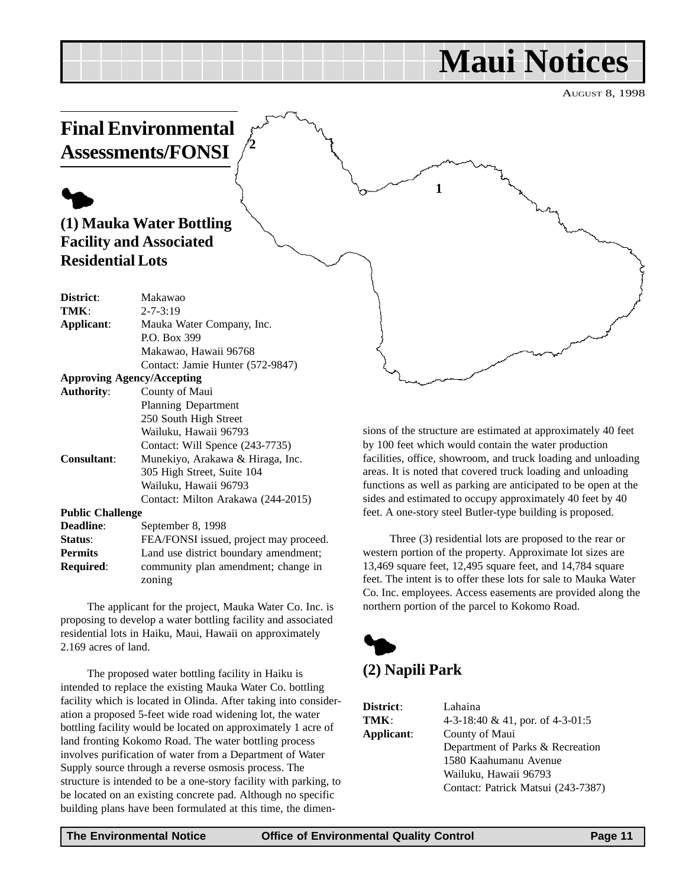# Maui Notices

AUGUST 8, 1998

## Final Environmental Assessments/FONSI

### (1) Mauka Water Bottling Facility and Associated Residential Lots

**District**: Makawao
**TMK**: 2-7-3:19
**Applicant**: Mauka Water Company, Inc.
P.O. Box 399
Makawao, Hawaii 96768
Contact: Jamie Hunter (572-9847)

**Approving Agency/Accepting Authority**: County of Maui
Planning Department
250 South High Street
Wailuku, Hawaii 96793
Contact: Will Spence (243-7735)

**Consultant**: Munekiyo, Arakawa & Hiraga, Inc.
305 High Street, Suite 104
Wailuku, Hawaii 96793
Contact: Milton Arakawa (244-2015)

**Public Challenge Deadline**: September 8, 1998
**Status**: FEA/FONSI issued, project may proceed.
**Permits Required**: Land use district boundary amendment; community plan amendment; change in zoning

The applicant for the project, Mauka Water Co. Inc. is proposing to develop a water bottling facility and associated residential lots in Haiku, Maui, Hawaii on approximately 2.169 acres of land.

The proposed water bottling facility in Haiku is intended to replace the existing Mauka Water Co. bottling facility which is located in Olinda. After taking into consideration a proposed 5-feet wide road widening lot, the water bottling facility would be located on approximately 1 acre of land fronting Kokomo Road. The water bottling process involves purification of water from a Department of Water Supply source through a reverse osmosis process. The structure is intended to be a one-story facility with parking, to be located on an existing concrete pad. Although no specific building plans have been formulated at this time, the dimensions of the structure are estimated at approximately 40 feet by 100 feet which would contain the water production facilities, office, showroom, and truck loading and unloading areas. It is noted that covered truck loading and unloading functions as well as parking are anticipated to be open at the sides and estimated to occupy approximately 40 feet by 40 feet. A one-story steel Butler-type building is proposed.

Three (3) residential lots are proposed to the rear or western portion of the property. Approximate lot sizes are 13,469 square feet, 12,495 square feet, and 14,784 square feet. The intent is to offer these lots for sale to Mauka Water Co. Inc. employees. Access easements are provided along the northern portion of the parcel to Kokomo Road.

### (2) Napili Park

**District**: Lahaina
**TMK**: 4-3-18:40 & 41, por. of 4-3-01:5
**Applicant**: County of Maui
Department of Parks & Recreation
1580 Kaahumanu Avenue
Wailuku, Hawaii 96793
Contact: Patrick Matsui (243-7387)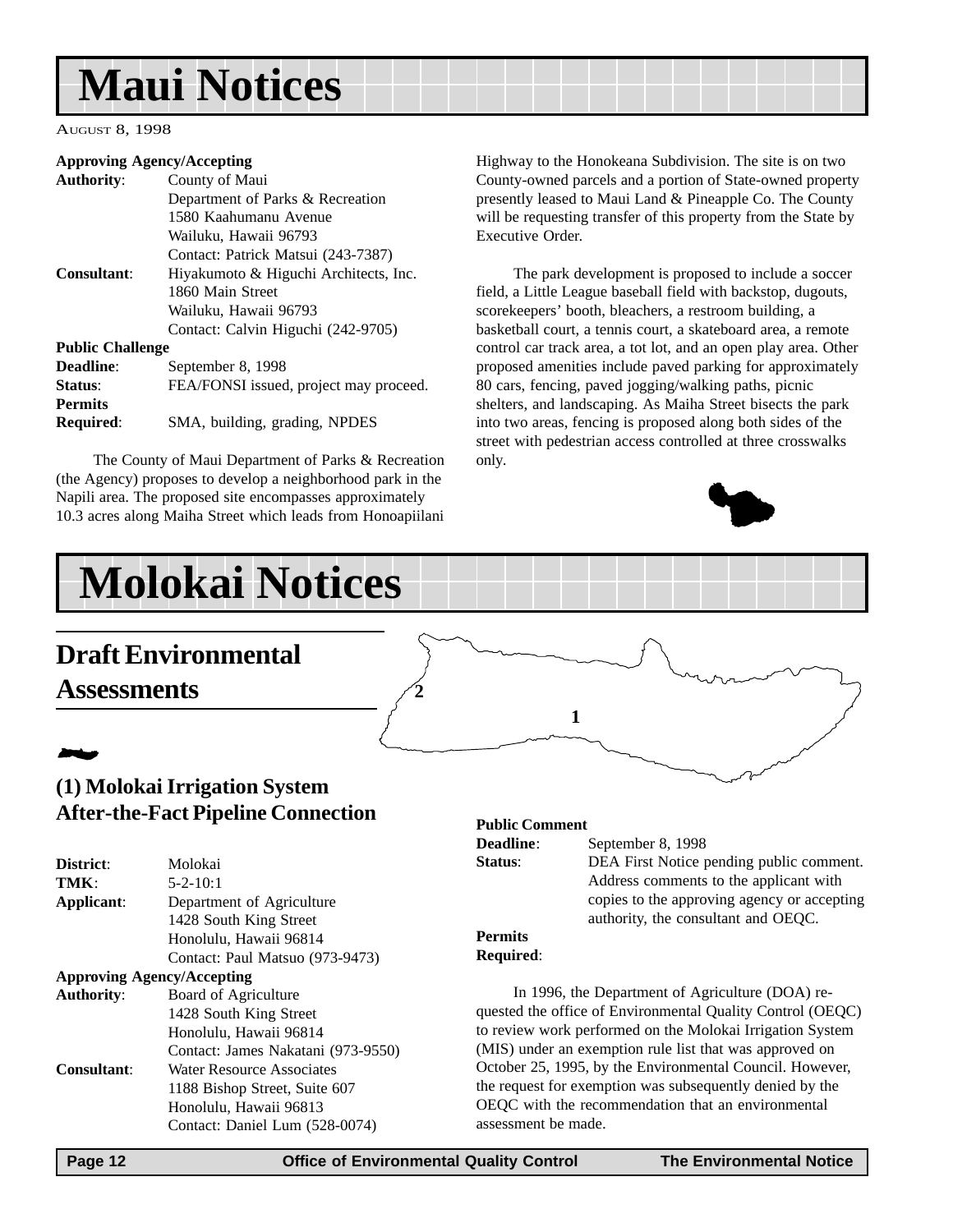# Maui Notices

August 8, 1998

| | |
|---|---|
| **Approving Agency/Accepting** | |
| **Authority**: | County of Maui<br>Department of Parks & Recreation<br>1580 Kaahumanu Avenue<br>Wailuku, Hawaii 96793<br>Contact: Patrick Matsui (243-7387) |
| **Consultant**: | Hiyakumoto & Higuchi Architects, Inc.<br>1860 Main Street<br>Wailuku, Hawaii 96793<br>Contact: Calvin Higuchi (242-9705) |
| **Public Challenge** | |
| **Deadline**: | September 8, 1998 |
| **Status**: | FEA/FONSI issued, project may proceed. |
| **Permits** | |
| **Required**: | SMA, building, grading, NPDES |

The County of Maui Department of Parks & Recreation (the Agency) proposes to develop a neighborhood park in the Napili area. The proposed site encompasses approximately 10.3 acres along Maiha Street which leads from Honoapiilani Highway to the Honokeana Subdivision. The site is on two County-owned parcels and a portion of State-owned property presently leased to Maui Land & Pineapple Co. The County will be requesting transfer of this property from the State by Executive Order.

The park development is proposed to include a soccer field, a Little League baseball field with backstop, dugouts, scorekeepers' booth, bleachers, a restroom building, a basketball court, a tennis court, a skateboard area, a remote control car track area, a tot lot, and an open play area. Other proposed amenities include paved parking for approximately 80 cars, fencing, paved jogging/walking paths, picnic shelters, and landscaping. As Maiha Street bisects the park into two areas, fencing is proposed along both sides of the street with pedestrian access controlled at three crosswalks only.

# Molokai Notices

## Draft Environmental Assessments

### (1) Molokai Irrigation System After-the-Fact Pipeline Connection

| | |
|---|---|
| **District**: | Molokai |
| **TMK**: | 5-2-10:1 |
| **Applicant**: | Department of Agriculture<br>1428 South King Street<br>Honolulu, Hawaii 96814<br>Contact: Paul Matsuo (973-9473) |
| **Approving Agency/Accepting** | |
| **Authority**: | Board of Agriculture<br>1428 South King Street<br>Honolulu, Hawaii 96814<br>Contact: James Nakatani (973-9550) |
| **Consultant**: | Water Resource Associates<br>1188 Bishop Street, Suite 607<br>Honolulu, Hawaii 96813<br>Contact: Daniel Lum (528-0074) |
| **Public Comment** | |
| **Deadline**: | September 8, 1998 |
| **Status**: | DEA First Notice pending public comment. Address comments to the applicant with copies to the approving agency or accepting authority, the consultant and OEQC. |
| **Permits** | |
| **Required**: | |

In 1996, the Department of Agriculture (DOA) requested the office of Environmental Quality Control (OEQC) to review work performed on the Molokai Irrigation System (MIS) under an exemption rule list that was approved on October 25, 1995, by the Environmental Council. However, the request for exemption was subsequently denied by the OEQC with the recommendation that an environmental assessment be made.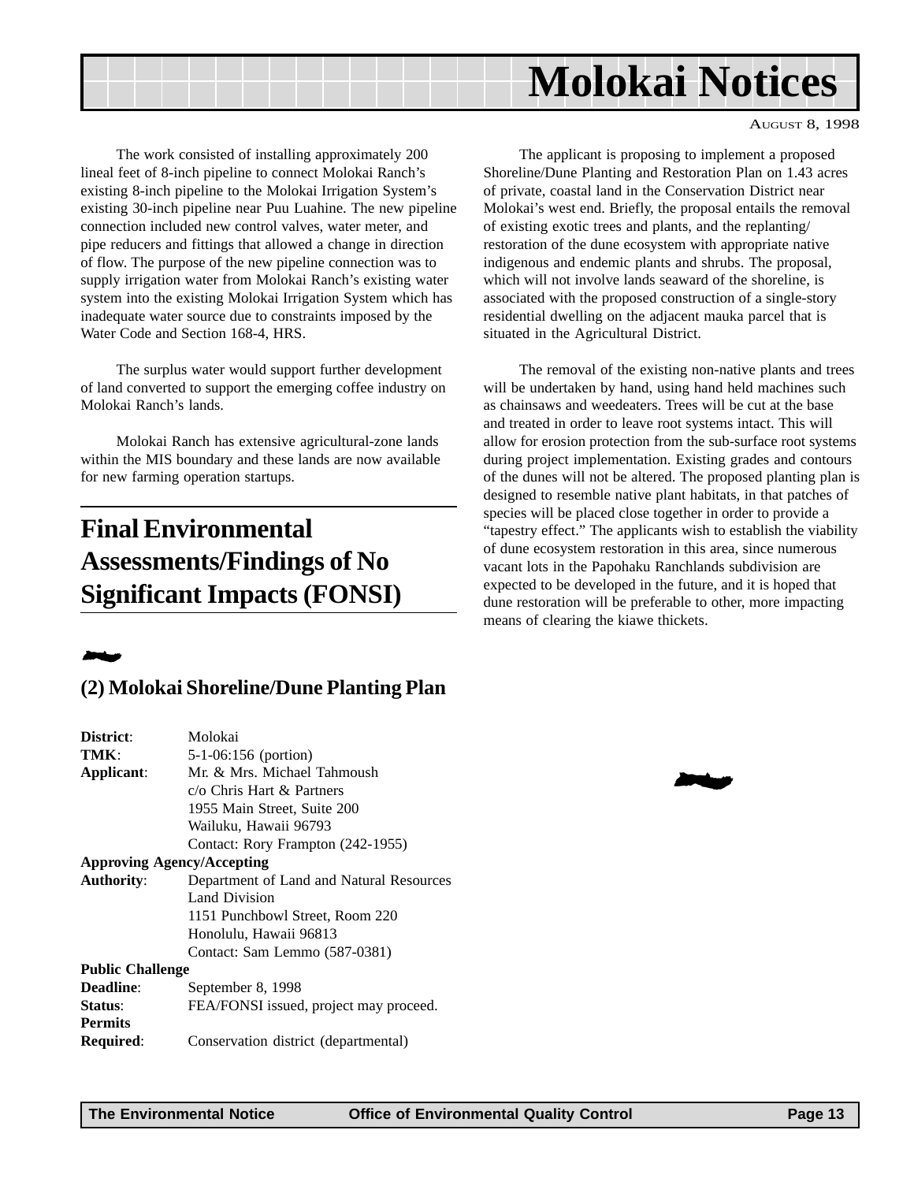The work consisted of installing approximately 200 lineal feet of 8-inch pipeline to connect Molokai Ranch's existing 8-inch pipeline to the Molokai Irrigation System's existing 30-inch pipeline near Puu Luahine. The new pipeline connection included new control valves, water meter, and pipe reducers and fittings that allowed a change in direction of flow. The purpose of the new pipeline connection was to supply irrigation water from Molokai Ranch's existing water system into the existing Molokai Irrigation System which has inadequate water source due to constraints imposed by the Water Code and Section 168-4, HRS.

The surplus water would support further development of land converted to support the emerging coffee industry on Molokai Ranch's lands.

Molokai Ranch has extensive agricultural-zone lands within the MIS boundary and these lands are now available for new farming operation startups.

## Final Environmental Assessments/Findings of No Significant Impacts (FONSI)

### (2) Molokai Shoreline/Dune Planting Plan

**District**: Molokai
**TMK**: 5-1-06:156 (portion)
**Applicant**: Mr. & Mrs. Michael Tahmoush
c/o Chris Hart & Partners
1955 Main Street, Suite 200
Wailuku, Hawaii 96793
Contact: Rory Frampton (242-1955)
**Approving Agency/Accepting Authority**: Department of Land and Natural Resources
Land Division
1151 Punchbowl Street, Room 220
Honolulu, Hawaii 96813
Contact: Sam Lemmo (587-0381)
**Public Challenge Deadline**: September 8, 1998
**Status**: FEA/FONSI issued, project may proceed.
**Permits Required**: Conservation district (departmental)

The applicant is proposing to implement a proposed Shoreline/Dune Planting and Restoration Plan on 1.43 acres of private, coastal land in the Conservation District near Molokai's west end. Briefly, the proposal entails the removal of existing exotic trees and plants, and the replanting/restoration of the dune ecosystem with appropriate native indigenous and endemic plants and shrubs. The proposal, which will not involve lands seaward of the shoreline, is associated with the proposed construction of a single-story residential dwelling on the adjacent mauka parcel that is situated in the Agricultural District.

The removal of the existing non-native plants and trees will be undertaken by hand, using hand held machines such as chainsaws and weedeaters. Trees will be cut at the base and treated in order to leave root systems intact. This will allow for erosion protection from the sub-surface root systems during project implementation. Existing grades and contours of the dunes will not be altered. The proposed planting plan is designed to resemble native plant habitats, in that patches of species will be placed close together in order to provide a "tapestry effect." The applicants wish to establish the viability of dune ecosystem restoration in this area, since numerous vacant lots in the Papohaku Ranchlands subdivision are expected to be developed in the future, and it is hoped that dune restoration will be preferable to other, more impacting means of clearing the kiawe thickets.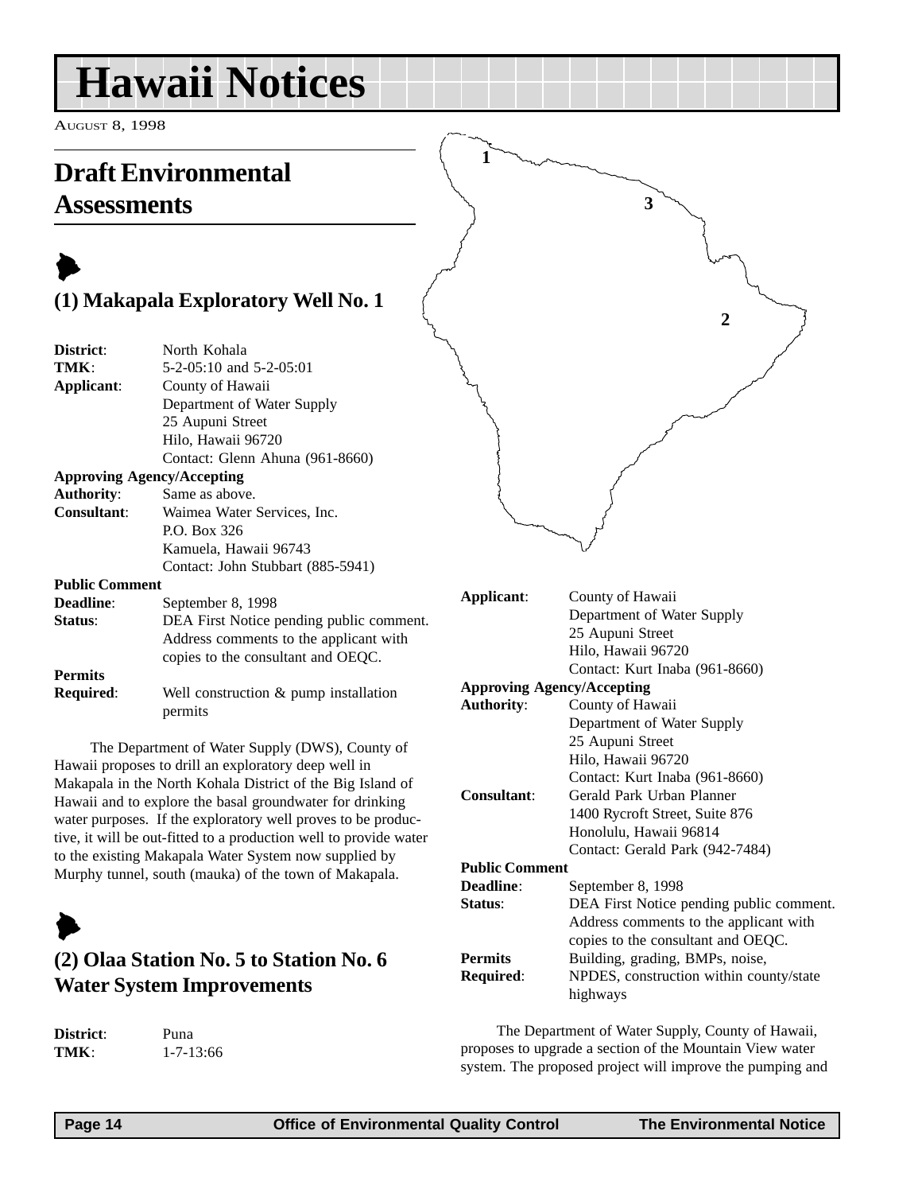# Hawaii Notices

AUGUST 8, 1998

## Draft Environmental Assessments

### (1) Makapala Exploratory Well No. 1

**District**: North Kohala
**TMK**: 5-2-05:10 and 5-2-05:01
**Applicant**: County of Hawaii
Department of Water Supply
25 Aupuni Street
Hilo, Hawaii 96720
Contact: Glenn Ahuna (961-8660)

**Approving Agency/Accepting Authority**: Same as above.

**Consultant**: Waimea Water Services, Inc.
P.O. Box 326
Kamuela, Hawaii 96743
Contact: John Stubbart (885-5941)

**Public Comment Deadline**: September 8, 1998

**Status**: DEA First Notice pending public comment. Address comments to the applicant with copies to the consultant and OEQC.

**Permits Required**: Well construction & pump installation permits

The Department of Water Supply (DWS), County of Hawaii proposes to drill an exploratory deep well in Makapala in the North Kohala District of the Big Island of Hawaii and to explore the basal groundwater for drinking water purposes. If the exploratory well proves to be productive, it will be out-fitted to a production well to provide water to the existing Makapala Water System now supplied by Murphy tunnel, south (mauka) of the town of Makapala.

### (2) Olaa Station No. 5 to Station No. 6 Water System Improvements

**District**: Puna
**TMK**: 1-7-13:66
**Applicant**: County of Hawaii
Department of Water Supply
25 Aupuni Street
Hilo, Hawaii 96720
Contact: Kurt Inaba (961-8660)

**Approving Agency/Accepting Authority**: County of Hawaii
Department of Water Supply
25 Aupuni Street
Hilo, Hawaii 96720
Contact: Kurt Inaba (961-8660)

**Consultant**: Gerald Park Urban Planner
1400 Rycroft Street, Suite 876
Honolulu, Hawaii 96814
Contact: Gerald Park (942-7484)

**Public Comment Deadline**: September 8, 1998

**Status**: DEA First Notice pending public comment. Address comments to the applicant with copies to the consultant and OEQC.

**Permits Required**: Building, grading, BMPs, noise, NPDES, construction within county/state highways

The Department of Water Supply, County of Hawaii, proposes to upgrade a section of the Mountain View water system. The proposed project will improve the pumping and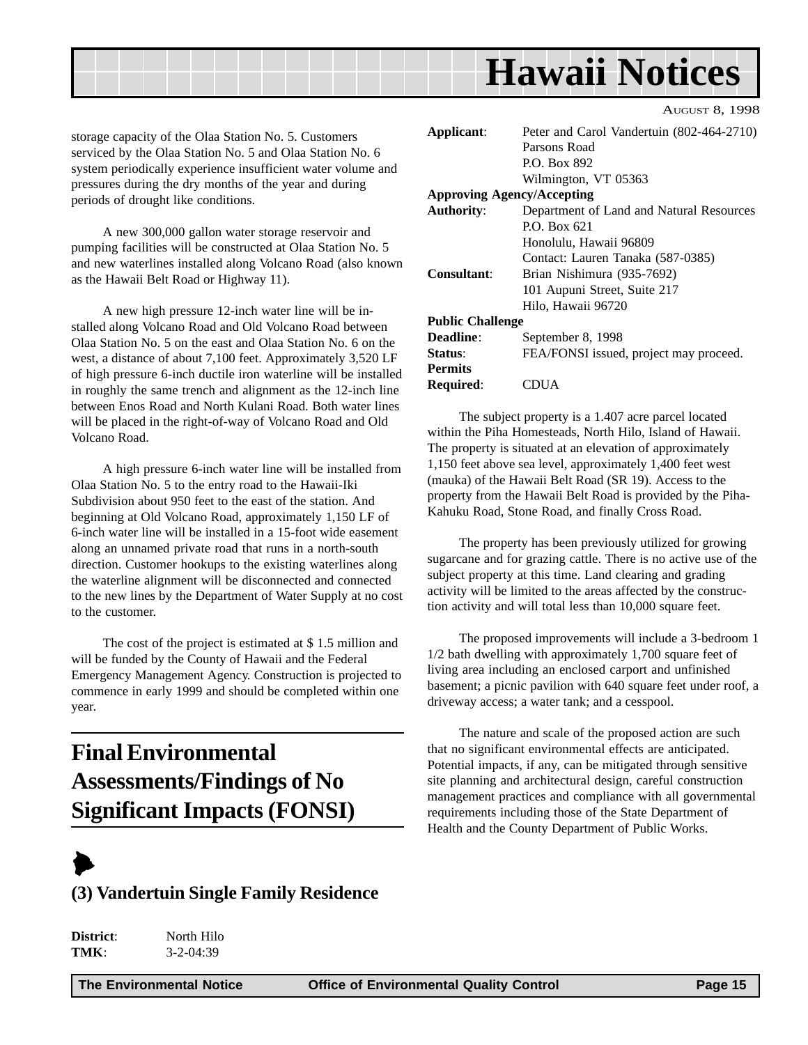storage capacity of the Olaa Station No. 5. Customers serviced by the Olaa Station No. 5 and Olaa Station No. 6 system periodically experience insufficient water volume and pressures during the dry months of the year and during periods of drought like conditions.

A new 300,000 gallon water storage reservoir and pumping facilities will be constructed at Olaa Station No. 5 and new waterlines installed along Volcano Road (also known as the Hawaii Belt Road or Highway 11).

A new high pressure 12-inch water line will be installed along Volcano Road and Old Volcano Road between Olaa Station No. 5 on the east and Olaa Station No. 6 on the west, a distance of about 7,100 feet. Approximately 3,520 LF of high pressure 6-inch ductile iron waterline will be installed in roughly the same trench and alignment as the 12-inch line between Enos Road and North Kulani Road. Both water lines will be placed in the right-of-way of Volcano Road and Old Volcano Road.

A high pressure 6-inch water line will be installed from Olaa Station No. 5 to the entry road to the Hawaii-Iki Subdivision about 950 feet to the east of the station. And beginning at Old Volcano Road, approximately 1,150 LF of 6-inch water line will be installed in a 15-foot wide easement along an unnamed private road that runs in a north-south direction. Customer hookups to the existing waterlines along the waterline alignment will be disconnected and connected to the new lines by the Department of Water Supply at no cost to the customer.

The cost of the project is estimated at $ 1.5 million and will be funded by the County of Hawaii and the Federal Emergency Management Agency. Construction is projected to commence in early 1999 and should be completed within one year.

# Final Environmental Assessments/Findings of No Significant Impacts (FONSI)

### (3) Vandertuin Single Family Residence

**District**: North Hilo
**TMK**: 3-2-04:39
**Applicant**: Peter and Carol Vandertuin (802-464-2710)
Parsons Road
P.O. Box 892
Wilmington, VT 05363
**Approving Agency/Accepting Authority**: Department of Land and Natural Resources
P.O. Box 621
Honolulu, Hawaii 96809
Contact: Lauren Tanaka (587-0385)
**Consultant**: Brian Nishimura (935-7692)
101 Aupuni Street, Suite 217
Hilo, Hawaii 96720
**Public Challenge Deadline**: September 8, 1998
**Status**: FEA/FONSI issued, project may proceed.
**Permits Required**: CDUA

The subject property is a 1.407 acre parcel located within the Piha Homesteads, North Hilo, Island of Hawaii. The property is situated at an elevation of approximately 1,150 feet above sea level, approximately 1,400 feet west (mauka) of the Hawaii Belt Road (SR 19). Access to the property from the Hawaii Belt Road is provided by the Piha-Kahuku Road, Stone Road, and finally Cross Road.

The property has been previously utilized for growing sugarcane and for grazing cattle. There is no active use of the subject property at this time. Land clearing and grading activity will be limited to the areas affected by the construction activity and will total less than 10,000 square feet.

The proposed improvements will include a 3-bedroom 1 1/2 bath dwelling with approximately 1,700 square feet of living area including an enclosed carport and unfinished basement; a picnic pavilion with 640 square feet under roof, a driveway access; a water tank; and a cesspool.

The nature and scale of the proposed action are such that no significant environmental effects are anticipated. Potential impacts, if any, can be mitigated through sensitive site planning and architectural design, careful construction management practices and compliance with all governmental requirements including those of the State Department of Health and the County Department of Public Works.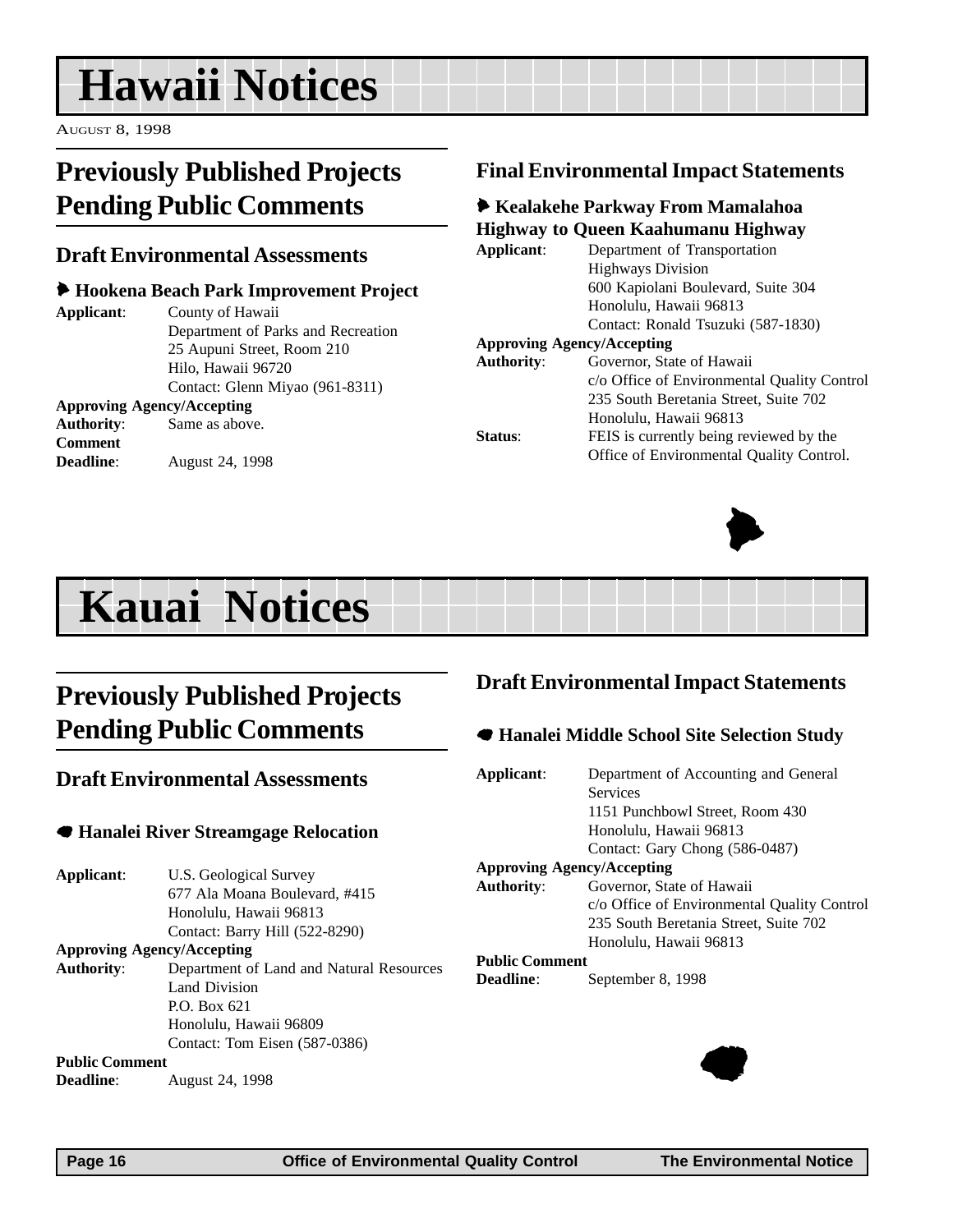# Hawaii Notices

AUGUST 8, 1998

## Previously Published Projects Pending Public Comments

### Draft Environmental Assessments

#### Hookena Beach Park Improvement Project

**Applicant**: County of Hawaii
Department of Parks and Recreation
25 Aupuni Street, Room 210
Hilo, Hawaii 96720
Contact: Glenn Miyao (961-8311)

**Approving Agency/Accepting Authority**: Same as above.

**Comment Deadline**: August 24, 1998

### Final Environmental Impact Statements

#### Kealakehe Parkway From Mamalahoa Highway to Queen Kaahumanu Highway

**Applicant**: Department of Transportation
Highways Division
600 Kapiolani Boulevard, Suite 304
Honolulu, Hawaii 96813
Contact: Ronald Tsuzuki (587-1830)

**Approving Agency/Accepting Authority**: Governor, State of Hawaii
c/o Office of Environmental Quality Control
235 South Beretania Street, Suite 702
Honolulu, Hawaii 96813

**Status**: FEIS is currently being reviewed by the Office of Environmental Quality Control.

# Kauai Notices

## Previously Published Projects Pending Public Comments

### Draft Environmental Assessments

#### Hanalei River Streamgage Relocation

**Applicant**: U.S. Geological Survey
677 Ala Moana Boulevard, #415
Honolulu, Hawaii 96813
Contact: Barry Hill (522-8290)

**Approving Agency/Accepting Authority**: Department of Land and Natural Resources
Land Division
P.O. Box 621
Honolulu, Hawaii 96809
Contact: Tom Eisen (587-0386)

**Public Comment Deadline**: August 24, 1998

### Draft Environmental Impact Statements

#### Hanalei Middle School Site Selection Study

**Applicant**: Department of Accounting and General Services
1151 Punchbowl Street, Room 430
Honolulu, Hawaii 96813
Contact: Gary Chong (586-0487)

**Approving Agency/Accepting Authority**: Governor, State of Hawaii
c/o Office of Environmental Quality Control
235 South Beretania Street, Suite 702
Honolulu, Hawaii 96813

**Public Comment Deadline**: September 8, 1998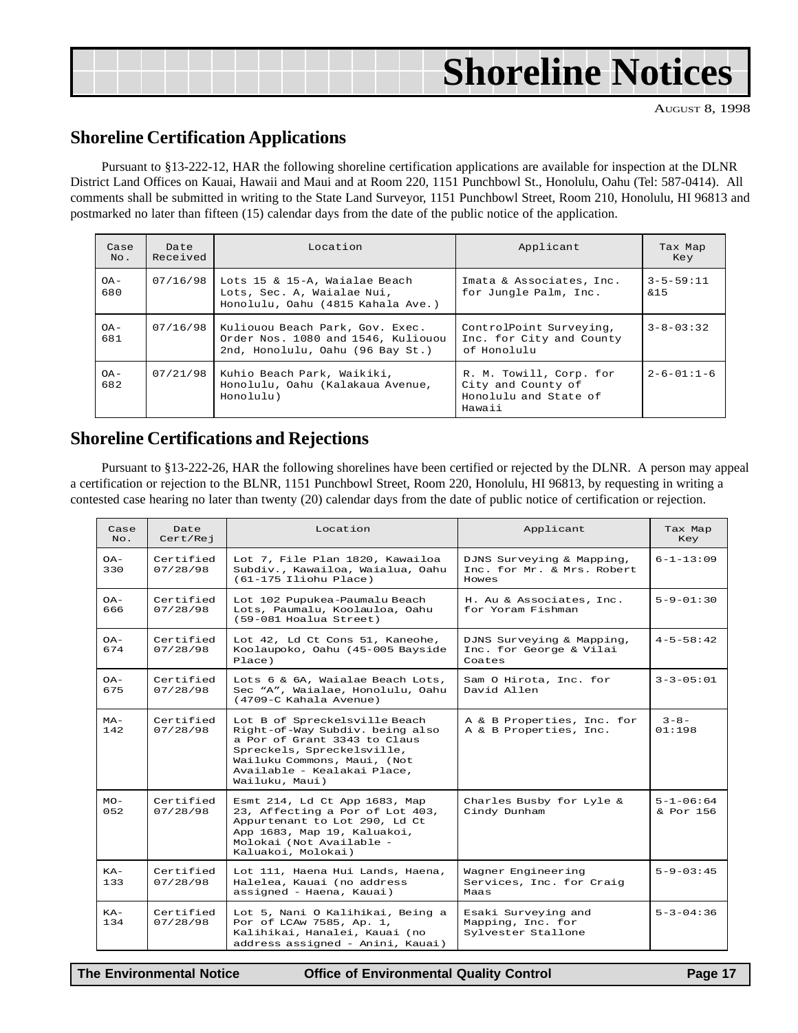# Shoreline Notices

AUGUST 8, 1998

## Shoreline Certification Applications

Pursuant to §13-222-12, HAR the following shoreline certification applications are available for inspection at the DLNR District Land Offices on Kauai, Hawaii and Maui and at Room 220, 1151 Punchbowl St., Honolulu, Oahu (Tel: 587-0414). All comments shall be submitted in writing to the State Land Surveyor, 1151 Punchbowl Street, Room 210, Honolulu, HI 96813 and postmarked no later than fifteen (15) calendar days from the date of the public notice of the application.

| Case No. | Date Received | Location | Applicant | Tax Map Key |
|---|---|---|---|---|
| OA-680 | 07/16/98 | Lots 15 & 15-A, Waialae Beach Lots, Sec. A, Waialae Nui, Honolulu, Oahu (4815 Kahala Ave.) | Imata & Associates, Inc. for Jungle Palm, Inc. | 3-5-59:11 &15 |
| OA-681 | 07/16/98 | Kuliouou Beach Park, Gov. Exec. Order Nos. 1080 and 1546, Kuliouou 2nd, Honolulu, Oahu (96 Bay St.) | ControlPoint Surveying, Inc. for City and County of Honolulu | 3-8-03:32 |
| OA-682 | 07/21/98 | Kuhio Beach Park, Waikiki, Honolulu, Oahu (Kalakaua Avenue, Honolulu) | R. M. Towill, Corp. for City and County of Honolulu and State of Hawaii | 2-6-01:1-6 |

## Shoreline Certifications and Rejections

Pursuant to §13-222-26, HAR the following shorelines have been certified or rejected by the DLNR. A person may appeal a certification or rejection to the BLNR, 1151 Punchbowl Street, Room 220, Honolulu, HI 96813, by requesting in writing a contested case hearing no later than twenty (20) calendar days from the date of public notice of certification or rejection.

| Case No. | Date Cert/Rej | Location | Applicant | Tax Map Key |
|---|---|---|---|---|
| OA-330 | Certified 07/28/98 | Lot 7, File Plan 1820, Kawailoa Subdiv., Kawailoa, Waialua, Oahu (61-175 Iliohu Place) | DJNS Surveying & Mapping, Inc. for Mr. & Mrs. Robert Howes | 6-1-13:09 |
| OA-666 | Certified 07/28/98 | Lot 102 Pupukea-Paumalu Beach Lots, Paumalu, Koolauloa, Oahu (59-081 Hoalua Street) | H. Au & Associates, Inc. for Yoram Fishman | 5-9-01:30 |
| OA-674 | Certified 07/28/98 | Lot 42, Ld Ct Cons 51, Kaneohe, Koolaupoko, Oahu (45-005 Bayside Place) | DJNS Surveying & Mapping, Inc. for George & Vilai Coates | 4-5-58:42 |
| OA-675 | Certified 07/28/98 | Lots 6 & 6A, Waialae Beach Lots, Sec "A", Waialae, Honolulu, Oahu (4709-C Kahala Avenue) | Sam O Hirota, Inc. for David Allen | 3-3-05:01 |
| MA-142 | Certified 07/28/98 | Lot B of Spreckelsville Beach Right-of-Way Subdiv. being also a Por of Grant 3343 to Claus Spreckels, Spreckelsville, Wailuku Commons, Maui, (Not Available - Kealakai Place, Wailuku, Maui) | A & B Properties, Inc. for A & B Properties, Inc. | 3-8-01:198 |
| MO-052 | Certified 07/28/98 | Esmt 214, Ld Ct App 1683, Map 23, Affecting a Por of Lot 403, Appurtenant to Lot 290, Ld Ct App 1683, Map 19, Kaluakoi, Molokai (Not Available - Kaluakoi, Molokai) | Charles Busby for Lyle & Cindy Dunham | 5-1-06:64 & Por 156 |
| KA-133 | Certified 07/28/98 | Lot 111, Haena Hui Lands, Haena, Halelea, Kauai (no address assigned - Haena, Kauai) | Wagner Engineering Services, Inc. for Craig Maas | 5-9-03:45 |
| KA-134 | Certified 07/28/98 | Lot 5, Nani O Kalihikai, Being a Por of LCAw 7585, Ap. 1, Kalihikai, Hanalei, Kauai (no address assigned - Anini, Kauai) | Esaki Surveying and Mapping, Inc. for Sylvester Stallone | 5-3-04:36 |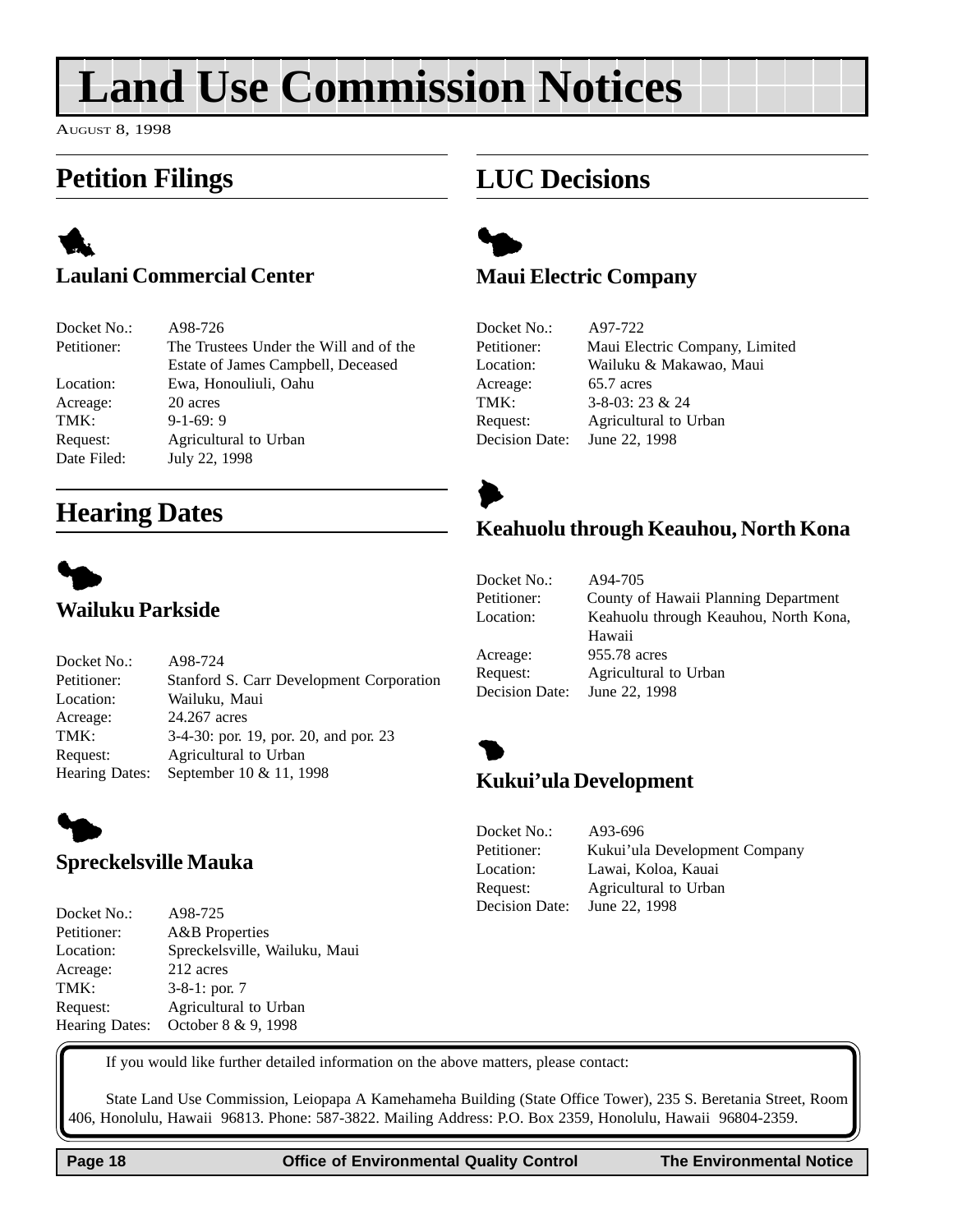# Land Use Commission Notices

AUGUST 8, 1998

## Petition Filings

### Laulani Commercial Center

| | |
|---|---|
| Docket No.: | A98-726 |
| Petitioner: | The Trustees Under the Will and of the Estate of James Campbell, Deceased |
| Location: | Ewa, Honouliuli, Oahu |
| Acreage: | 20 acres |
| TMK: | 9-1-69: 9 |
| Request: | Agricultural to Urban |
| Date Filed: | July 22, 1998 |

## Hearing Dates

### Wailuku Parkside

| | |
|---|---|
| Docket No.: | A98-724 |
| Petitioner: | Stanford S. Carr Development Corporation |
| Location: | Wailuku, Maui |
| Acreage: | 24.267 acres |
| TMK: | 3-4-30: por. 19, por. 20, and por. 23 |
| Request: | Agricultural to Urban |
| Hearing Dates: | September 10 & 11, 1998 |

### Spreckelsville Mauka

| | |
|---|---|
| Docket No.: | A98-725 |
| Petitioner: | A&B Properties |
| Location: | Spreckelsville, Wailuku, Maui |
| Acreage: | 212 acres |
| TMK: | 3-8-1: por. 7 |
| Request: | Agricultural to Urban |
| Hearing Dates: | October 8 & 9, 1998 |

## LUC Decisions

### Maui Electric Company

| | |
|---|---|
| Docket No.: | A97-722 |
| Petitioner: | Maui Electric Company, Limited |
| Location: | Wailuku & Makawao, Maui |
| Acreage: | 65.7 acres |
| TMK: | 3-8-03: 23 & 24 |
| Request: | Agricultural to Urban |
| Decision Date: | June 22, 1998 |

### Keahuolu through Keauhou, North Kona

| | |
|---|---|
| Docket No.: | A94-705 |
| Petitioner: | County of Hawaii Planning Department |
| Location: | Keahuolu through Keauhou, North Kona, Hawaii |
| Acreage: | 955.78 acres |
| Request: | Agricultural to Urban |
| Decision Date: | June 22, 1998 |

### Kukui'ula Development

| | |
|---|---|
| Docket No.: | A93-696 |
| Petitioner: | Kukui'ula Development Company |
| Location: | Lawai, Koloa, Kauai |
| Request: | Agricultural to Urban |
| Decision Date: | June 22, 1998 |

If you would like further detailed information on the above matters, please contact:

State Land Use Commission, Leiopapa A Kamehameha Building (State Office Tower), 235 S. Beretania Street, Room 406, Honolulu, Hawaii 96813. Phone: 587-3822. Mailing Address: P.O. Box 2359, Honolulu, Hawaii 96804-2359.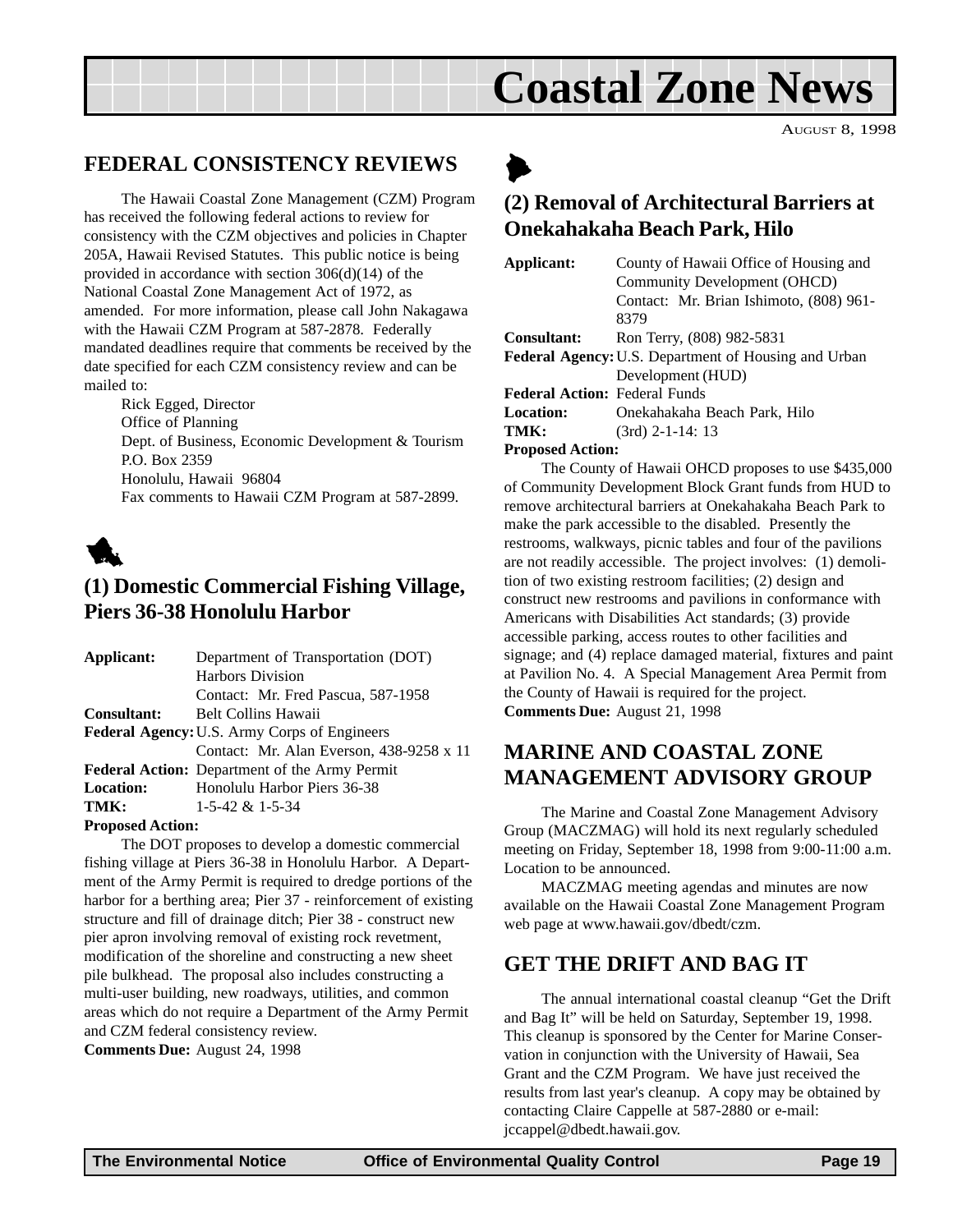# Coastal Zone News

AUGUST 8, 1998

## FEDERAL CONSISTENCY REVIEWS

The Hawaii Coastal Zone Management (CZM) Program has received the following federal actions to review for consistency with the CZM objectives and policies in Chapter 205A, Hawaii Revised Statutes. This public notice is being provided in accordance with section 306(d)(14) of the National Coastal Zone Management Act of 1972, as amended. For more information, please call John Nakagawa with the Hawaii CZM Program at 587-2878. Federally mandated deadlines require that comments be received by the date specified for each CZM consistency review and can be mailed to:

Rick Egged, Director
Office of Planning
Dept. of Business, Economic Development & Tourism
P.O. Box 2359
Honolulu, Hawaii 96804
Fax comments to Hawaii CZM Program at 587-2899.

### (1) Domestic Commercial Fishing Village, Piers 36-38 Honolulu Harbor

**Applicant:** Department of Transportation (DOT) Harbors Division
Contact: Mr. Fred Pascua, 587-1958
**Consultant:** Belt Collins Hawaii
**Federal Agency:** U.S. Army Corps of Engineers
Contact: Mr. Alan Everson, 438-9258 x 11
**Federal Action:** Department of the Army Permit
**Location:** Honolulu Harbor Piers 36-38
**TMK:** 1-5-42 & 1-5-34
**Proposed Action:**

The DOT proposes to develop a domestic commercial fishing village at Piers 36-38 in Honolulu Harbor. A Department of the Army Permit is required to dredge portions of the harbor for a berthing area; Pier 37 - reinforcement of existing structure and fill of drainage ditch; Pier 38 - construct new pier apron involving removal of existing rock revetment, modification of the shoreline and constructing a new sheet pile bulkhead. The proposal also includes constructing a multi-user building, new roadways, utilities, and common areas which do not require a Department of the Army Permit and CZM federal consistency review.
**Comments Due:** August 24, 1998

### (2) Removal of Architectural Barriers at Onekahakaha Beach Park, Hilo

**Applicant:** County of Hawaii Office of Housing and Community Development (OHCD)
Contact: Mr. Brian Ishimoto, (808) 961-8379
**Consultant:** Ron Terry, (808) 982-5831
**Federal Agency:** U.S. Department of Housing and Urban Development (HUD)
**Federal Action:** Federal Funds
**Location:** Onekahakaha Beach Park, Hilo
**TMK:** (3rd) 2-1-14: 13
**Proposed Action:**

The County of Hawaii OHCD proposes to use $435,000 of Community Development Block Grant funds from HUD to remove architectural barriers at Onekahakaha Beach Park to make the park accessible to the disabled. Presently the restrooms, walkways, picnic tables and four of the pavilions are not readily accessible. The project involves: (1) demolition of two existing restroom facilities; (2) design and construct new restrooms and pavilions in conformance with Americans with Disabilities Act standards; (3) provide accessible parking, access routes to other facilities and signage; and (4) replace damaged material, fixtures and paint at Pavilion No. 4. A Special Management Area Permit from the County of Hawaii is required for the project.
**Comments Due:** August 21, 1998

## MARINE AND COASTAL ZONE MANAGEMENT ADVISORY GROUP

The Marine and Coastal Zone Management Advisory Group (MACZMAG) will hold its next regularly scheduled meeting on Friday, September 18, 1998 from 9:00-11:00 a.m. Location to be announced.

MACZMAG meeting agendas and minutes are now available on the Hawaii Coastal Zone Management Program web page at www.hawaii.gov/dbedt/czm.

## GET THE DRIFT AND BAG IT

The annual international coastal cleanup "Get the Drift and Bag It" will be held on Saturday, September 19, 1998. This cleanup is sponsored by the Center for Marine Conservation in conjunction with the University of Hawaii, Sea Grant and the CZM Program. We have just received the results from last year's cleanup. A copy may be obtained by contacting Claire Cappelle at 587-2880 or e-mail: jccappel@dbedt.hawaii.gov.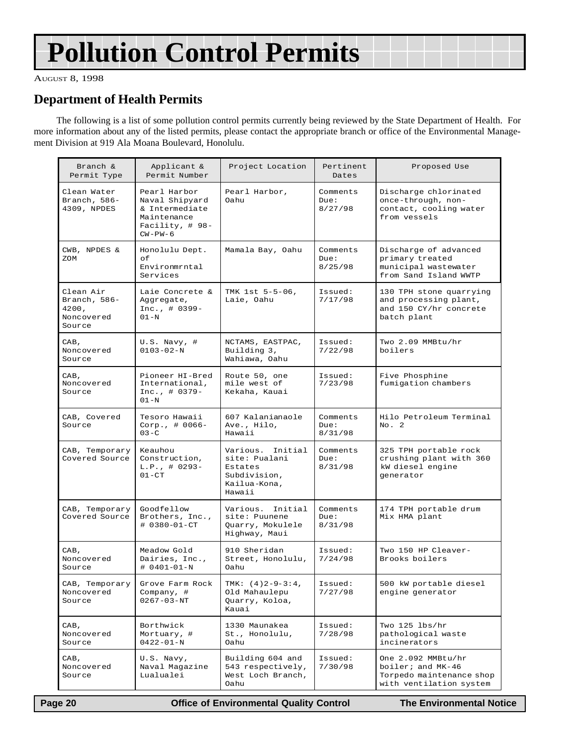# Pollution Control Permits

August 8, 1998

## Department of Health Permits

The following is a list of some pollution control permits currently being reviewed by the State Department of Health. For more information about any of the listed permits, please contact the appropriate branch or office of the Environmental Management Division at 919 Ala Moana Boulevard, Honolulu.

| Branch & Permit Type | Applicant & Permit Number | Project Location | Pertinent Dates | Proposed Use |
|---|---|---|---|---|
| Clean Water Branch, 586-4309, NPDES | Pearl Harbor Naval Shipyard & Intermediate Maintenance Facility, # 98-CW-PW-6 | Pearl Harbor, Oahu | Comments Due: 8/27/98 | Discharge chlorinated once-through, non-contact, cooling water from vessels |
| CWB, NPDES & ZOM | Honolulu Dept. of Environmrntal Services | Mamala Bay, Oahu | Comments Due: 8/25/98 | Discharge of advanced primary treated municipal wastewater from Sand Island WWTP |
| Clean Air Branch, 586-4200, Noncovered Source | Laie Concrete & Aggregate, Inc., # 0399-01-N | TMK 1st 5-5-06, Laie, Oahu | Issued: 7/17/98 | 130 TPH stone quarrying and processing plant, and 150 CY/hr concrete batch plant |
| CAB, Noncovered Source | U.S. Navy, # 0103-02-N | NCTAMS, EASTPAC, Building 3, Wahiawa, Oahu | Issued: 7/22/98 | Two 2.09 MMBtu/hr boilers |
| CAB, Noncovered Source | Pioneer HI-Bred International, Inc., # 0379-01-N | Route 50, one mile west of Kekaha, Kauai | Issued: 7/23/98 | Five Phosphine fumigation chambers |
| CAB, Covered Source | Tesoro Hawaii Corp., # 0066-03-C | 607 Kalanianaole Ave., Hilo, Hawaii | Comments Due: 8/31/98 | Hilo Petroleum Terminal No. 2 |
| CAB, Temporary Covered Source | Keauhou Construction, L.P., # 0293-01-CT | Various. Initial site: Pualani Estates Subdivision, Kailua-Kona, Hawaii | Comments Due: 8/31/98 | 325 TPH portable rock crushing plant with 360 kW diesel engine generator |
| CAB, Temporary Covered Source | Goodfellow Brothers, Inc., # 0380-01-CT | Various. Initial site: Puunene Quarry, Mokulele Highway, Maui | Comments Due: 8/31/98 | 174 TPH portable drum Mix HMA plant |
| CAB, Noncovered Source | Meadow Gold Dairies, Inc., # 0401-01-N | 910 Sheridan Street, Honolulu, Oahu | Issued: 7/24/98 | Two 150 HP Cleaver-Brooks boilers |
| CAB, Temporary Noncovered Source | Grove Farm Rock Company, # 0267-03-NT | TMK: (4)2-9-3:4, Old Mahaulepu Quarry, Koloa, Kauai | Issued: 7/27/98 | 500 kW portable diesel engine generator |
| CAB, Noncovered Source | Borthwick Mortuary, # 0422-01-N | 1330 Maunakea St., Honolulu, Oahu | Issued: 7/28/98 | Two 125 lbs/hr pathological waste incinerators |
| CAB, Noncovered Source | U.S. Navy, Naval Magazine Lualualei | Building 604 and 543 respectively, West Loch Branch, Oahu | Issued: 7/30/98 | One 2.092 MMBtu/hr boiler; and MK-46 Torpedo maintenance shop with ventilation system |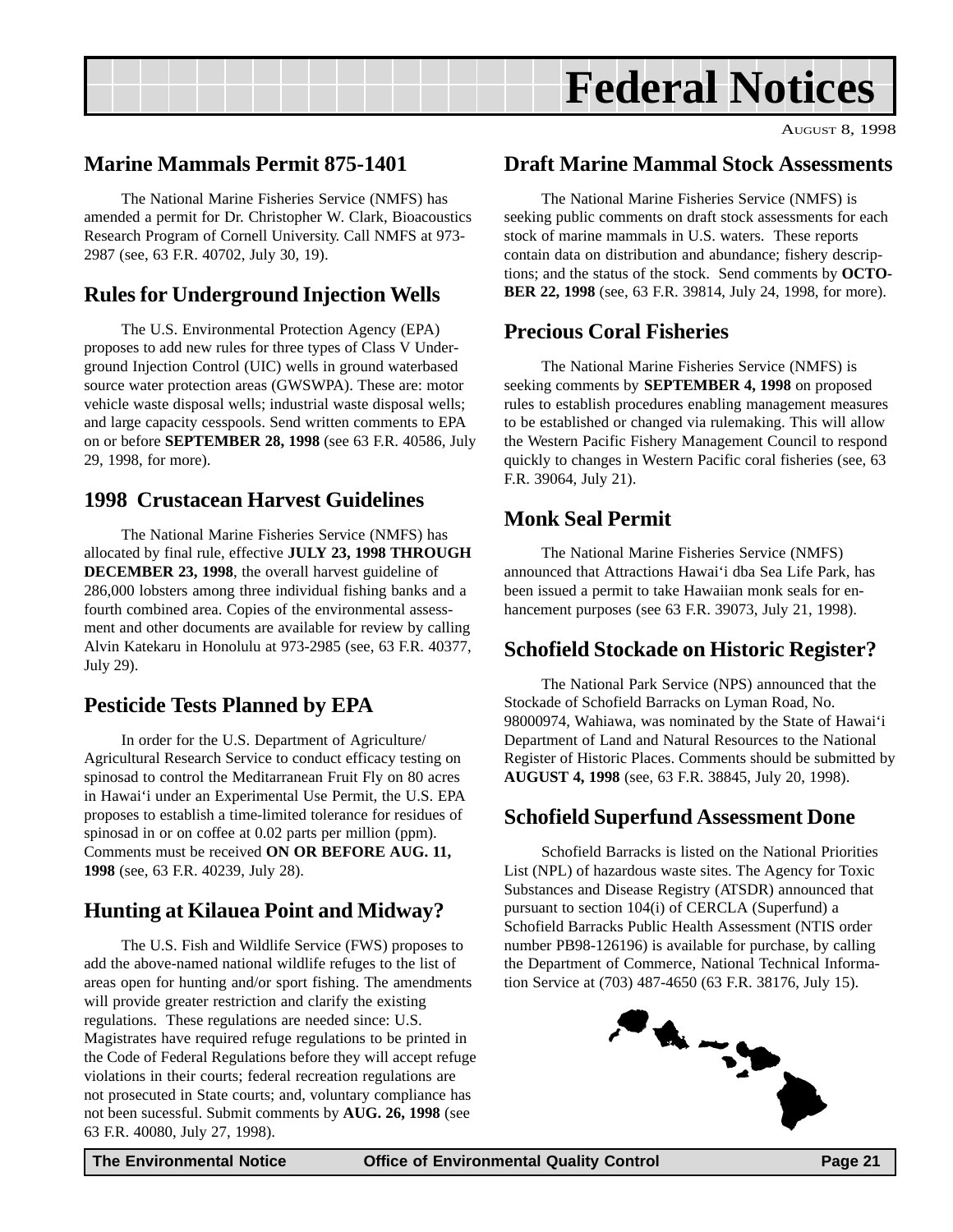# Federal Notices

AUGUST 8, 1998

## Marine Mammals Permit 875-1401

The National Marine Fisheries Service (NMFS) has amended a permit for Dr. Christopher W. Clark, Bioacoustics Research Program of Cornell University. Call NMFS at 973-2987 (see, 63 F.R. 40702, July 30, 19).

## Rules for Underground Injection Wells

The U.S. Environmental Protection Agency (EPA) proposes to add new rules for three types of Class V Underground Injection Control (UIC) wells in ground waterbased source water protection areas (GWSWPA). These are: motor vehicle waste disposal wells; industrial waste disposal wells; and large capacity cesspools. Send written comments to EPA on or before **SEPTEMBER 28, 1998** (see 63 F.R. 40586, July 29, 1998, for more).

## 1998 Crustacean Harvest Guidelines

The National Marine Fisheries Service (NMFS) has allocated by final rule, effective **JULY 23, 1998 THROUGH DECEMBER 23, 1998**, the overall harvest guideline of 286,000 lobsters among three individual fishing banks and a fourth combined area. Copies of the environmental assessment and other documents are available for review by calling Alvin Katekaru in Honolulu at 973-2985 (see, 63 F.R. 40377, July 29).

## Pesticide Tests Planned by EPA

In order for the U.S. Department of Agriculture/ Agricultural Research Service to conduct efficacy testing on spinosad to control the Meditarranean Fruit Fly on 80 acres in Hawai'i under an Experimental Use Permit, the U.S. EPA proposes to establish a time-limited tolerance for residues of spinosad in or on coffee at 0.02 parts per million (ppm). Comments must be received **ON OR BEFORE AUG. 11, 1998** (see, 63 F.R. 40239, July 28).

## Hunting at Kilauea Point and Midway?

The U.S. Fish and Wildlife Service (FWS) proposes to add the above-named national wildlife refuges to the list of areas open for hunting and/or sport fishing. The amendments will provide greater restriction and clarify the existing regulations. These regulations are needed since: U.S. Magistrates have required refuge regulations to be printed in the Code of Federal Regulations before they will accept refuge violations in their courts; federal recreation regulations are not prosecuted in State courts; and, voluntary compliance has not been sucessful. Submit comments by **AUG. 26, 1998** (see 63 F.R. 40080, July 27, 1998).

## Draft Marine Mammal Stock Assessments

The National Marine Fisheries Service (NMFS) is seeking public comments on draft stock assessments for each stock of marine mammals in U.S. waters. These reports contain data on distribution and abundance; fishery descriptions; and the status of the stock. Send comments by **OCTOBER 22, 1998** (see, 63 F.R. 39814, July 24, 1998, for more).

## Precious Coral Fisheries

The National Marine Fisheries Service (NMFS) is seeking comments by **SEPTEMBER 4, 1998** on proposed rules to establish procedures enabling management measures to be established or changed via rulemaking. This will allow the Western Pacific Fishery Management Council to respond quickly to changes in Western Pacific coral fisheries (see, 63 F.R. 39064, July 21).

## Monk Seal Permit

The National Marine Fisheries Service (NMFS) announced that Attractions Hawai'i dba Sea Life Park, has been issued a permit to take Hawaiian monk seals for enhancement purposes (see 63 F.R. 39073, July 21, 1998).

## Schofield Stockade on Historic Register?

The National Park Service (NPS) announced that the Stockade of Schofield Barracks on Lyman Road, No. 98000974, Wahiawa, was nominated by the State of Hawai'i Department of Land and Natural Resources to the National Register of Historic Places. Comments should be submitted by **AUGUST 4, 1998** (see, 63 F.R. 38845, July 20, 1998).

## Schofield Superfund Assessment Done

Schofield Barracks is listed on the National Priorities List (NPL) of hazardous waste sites. The Agency for Toxic Substances and Disease Registry (ATSDR) announced that pursuant to section 104(i) of CERCLA (Superfund) a Schofield Barracks Public Health Assessment (NTIS order number PB98-126196) is available for purchase, by calling the Department of Commerce, National Technical Information Service at (703) 487-4650 (63 F.R. 38176, July 15).